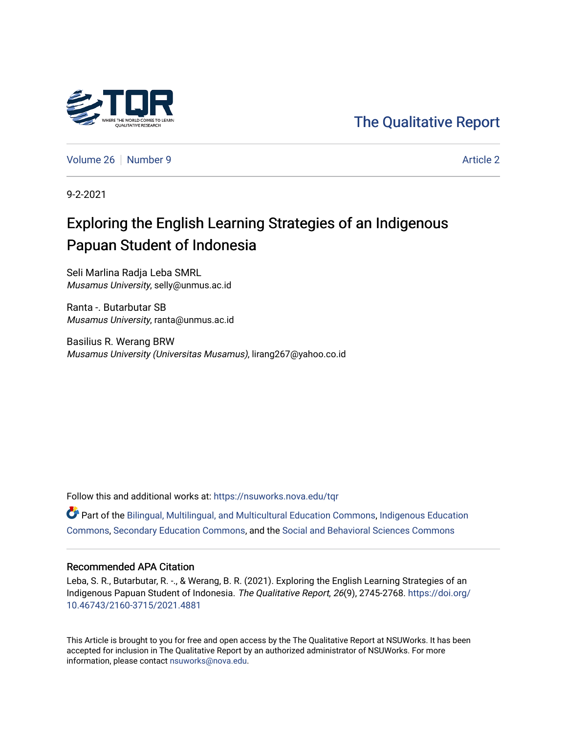The Qualitative Report

Volume 26 | Number 9 | Article 2

9-2-2021

# Exploring the English Learning Strategies of an Indigenous Papuan Student of Indonesia

Seli Marlina Radja Leba SMRL
*Musamus University*, selly@unmus.ac.id

Ranta -. Butarbutar SB
*Musamus University*, ranta@unmus.ac.id

Basilius R. Werang BRW
*Musamus University (Universitas Musamus)*, lirang267@yahoo.co.id

Follow this and additional works at: https://nsuworks.nova.edu/tqr

Part of the Bilingual, Multilingual, and Multicultural Education Commons, Indigenous Education Commons, Secondary Education Commons, and the Social and Behavioral Sciences Commons

## Recommended APA Citation

Leba, S. R., Butarbutar, R. -., & Werang, B. R. (2021). Exploring the English Learning Strategies of an Indigenous Papuan Student of Indonesia. *The Qualitative Report*, *26*(9), 2745-2768. https://doi.org/10.46743/2160-3715/2021.4881

This Article is brought to you for free and open access by the The Qualitative Report at NSUWorks. It has been accepted for inclusion in The Qualitative Report by an authorized administrator of NSUWorks. For more information, please contact nsuworks@nova.edu.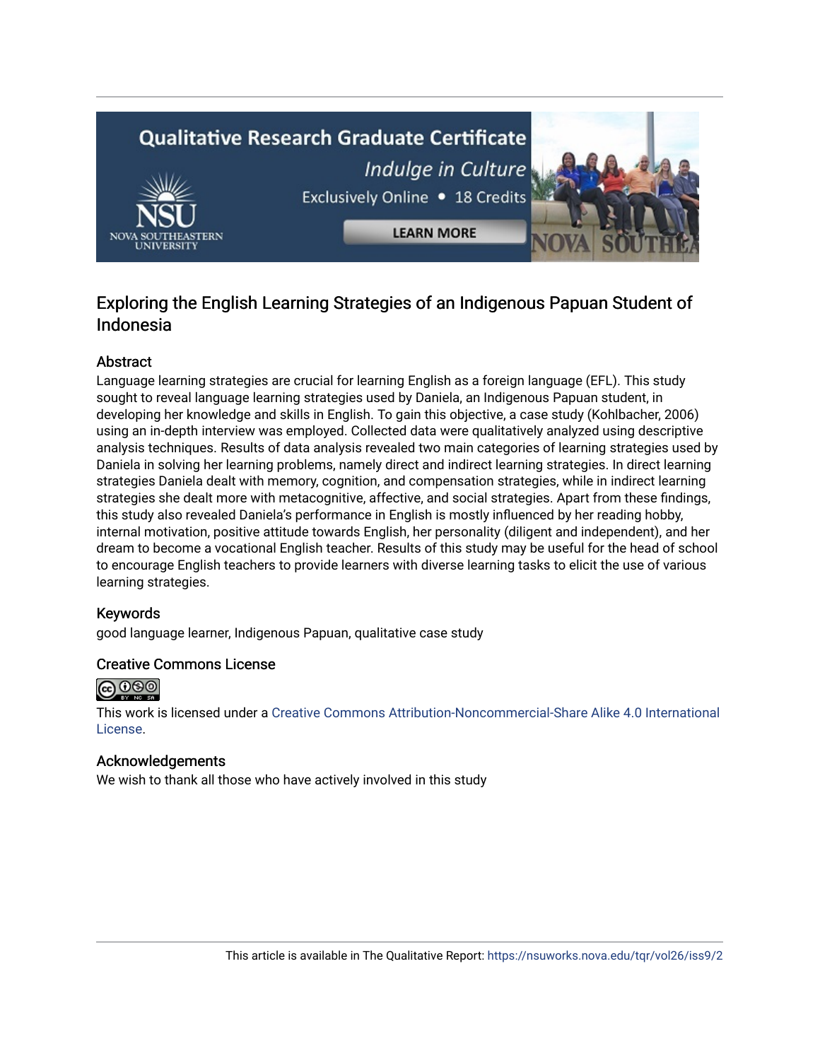Exploring the English Learning Strategies of an Indigenous Papuan Student of Indonesia

## Abstract

Language learning strategies are crucial for learning English as a foreign language (EFL). This study sought to reveal language learning strategies used by Daniela, an Indigenous Papuan student, in developing her knowledge and skills in English. To gain this objective, a case study (Kohlbacher, 2006) using an in-depth interview was employed. Collected data were qualitatively analyzed using descriptive analysis techniques. Results of data analysis revealed two main categories of learning strategies used by Daniela in solving her learning problems, namely direct and indirect learning strategies. In direct learning strategies Daniela dealt with memory, cognition, and compensation strategies, while in indirect learning strategies she dealt more with metacognitive, affective, and social strategies. Apart from these findings, this study also revealed Daniela's performance in English is mostly influenced by her reading hobby, internal motivation, positive attitude towards English, her personality (diligent and independent), and her dream to become a vocational English teacher. Results of this study may be useful for the head of school to encourage English teachers to provide learners with diverse learning tasks to elicit the use of various learning strategies.

## Keywords

good language learner, Indigenous Papuan, qualitative case study

## Creative Commons License

This work is licensed under a Creative Commons Attribution-Noncommercial-Share Alike 4.0 International License.

## Acknowledgements

We wish to thank all those who have actively involved in this study

This article is available in The Qualitative Report: https://nsuworks.nova.edu/tqr/vol26/iss9/2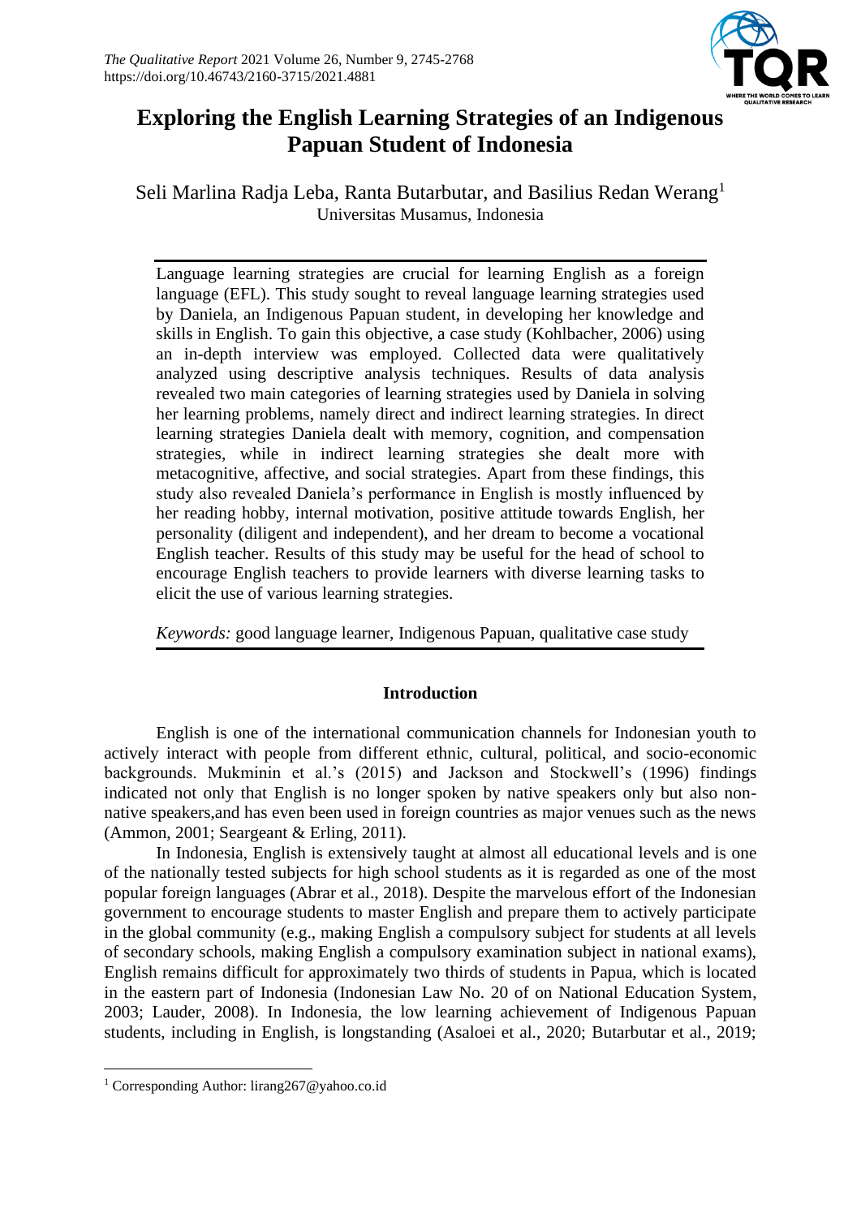# Exploring the English Learning Strategies of an Indigenous Papuan Student of Indonesia

Seli Marlina Radja Leba, Ranta Butarbutar, and Basilius Redan Werang[1]
Universitas Musamus, Indonesia

Language learning strategies are crucial for learning English as a foreign language (EFL). This study sought to reveal language learning strategies used by Daniela, an Indigenous Papuan student, in developing her knowledge and skills in English. To gain this objective, a case study (Kohlbacher, 2006) using an in-depth interview was employed. Collected data were qualitatively analyzed using descriptive analysis techniques. Results of data analysis revealed two main categories of learning strategies used by Daniela in solving her learning problems, namely direct and indirect learning strategies. In direct learning strategies Daniela dealt with memory, cognition, and compensation strategies, while in indirect learning strategies she dealt more with metacognitive, affective, and social strategies. Apart from these findings, this study also revealed Daniela's performance in English is mostly influenced by her reading hobby, internal motivation, positive attitude towards English, her personality (diligent and independent), and her dream to become a vocational English teacher. Results of this study may be useful for the head of school to encourage English teachers to provide learners with diverse learning tasks to elicit the use of various learning strategies.

*Keywords:* good language learner, Indigenous Papuan, qualitative case study

## Introduction

English is one of the international communication channels for Indonesian youth to actively interact with people from different ethnic, cultural, political, and socio-economic backgrounds. Mukminin et al.'s (2015) and Jackson and Stockwell's (1996) findings indicated not only that English is no longer spoken by native speakers only but also non-native speakers,and has even been used in foreign countries as major venues such as the news (Ammon, 2001; Seargeant & Erling, 2011).

In Indonesia, English is extensively taught at almost all educational levels and is one of the nationally tested subjects for high school students as it is regarded as one of the most popular foreign languages (Abrar et al., 2018). Despite the marvelous effort of the Indonesian government to encourage students to master English and prepare them to actively participate in the global community (e.g., making English a compulsory subject for students at all levels of secondary schools, making English a compulsory examination subject in national exams), English remains difficult for approximately two thirds of students in Papua, which is located in the eastern part of Indonesia (Indonesian Law No. 20 of on National Education System, 2003; Lauder, 2008). In Indonesia, the low learning achievement of Indigenous Papuan students, including in English, is longstanding (Asaloei et al., 2020; Butarbutar et al., 2019;

[1] Corresponding Author: lirang267@yahoo.co.id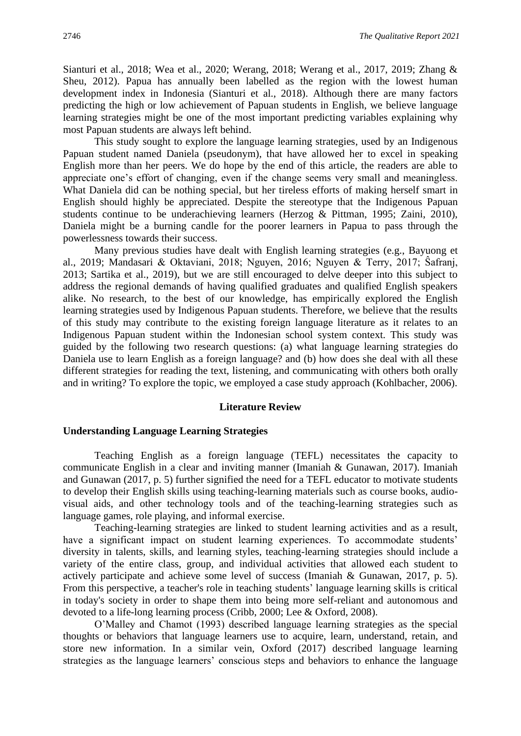Sianturi et al., 2018; Wea et al., 2020; Werang, 2018; Werang et al., 2017, 2019; Zhang & Sheu, 2012). Papua has annually been labelled as the region with the lowest human development index in Indonesia (Sianturi et al., 2018). Although there are many factors predicting the high or low achievement of Papuan students in English, we believe language learning strategies might be one of the most important predicting variables explaining why most Papuan students are always left behind.

This study sought to explore the language learning strategies, used by an Indigenous Papuan student named Daniela (pseudonym), that have allowed her to excel in speaking English more than her peers. We do hope by the end of this article, the readers are able to appreciate one's effort of changing, even if the change seems very small and meaningless. What Daniela did can be nothing special, but her tireless efforts of making herself smart in English should highly be appreciated. Despite the stereotype that the Indigenous Papuan students continue to be underachieving learners (Herzog & Pittman, 1995; Zaini, 2010), Daniela might be a burning candle for the poorer learners in Papua to pass through the powerlessness towards their success.

Many previous studies have dealt with English learning strategies (e.g., Bayuong et al., 2019; Mandasari & Oktaviani, 2018; Nguyen, 2016; Nguyen & Terry, 2017; Ŝafranj, 2013; Sartika et al., 2019), but we are still encouraged to delve deeper into this subject to address the regional demands of having qualified graduates and qualified English speakers alike. No research, to the best of our knowledge, has empirically explored the English learning strategies used by Indigenous Papuan students. Therefore, we believe that the results of this study may contribute to the existing foreign language literature as it relates to an Indigenous Papuan student within the Indonesian school system context. This study was guided by the following two research questions: (a) what language learning strategies do Daniela use to learn English as a foreign language? and (b) how does she deal with all these different strategies for reading the text, listening, and communicating with others both orally and in writing? To explore the topic, we employed a case study approach (Kohlbacher, 2006).

## Literature Review

### Understanding Language Learning Strategies

Teaching English as a foreign language (TEFL) necessitates the capacity to communicate English in a clear and inviting manner (Imaniah & Gunawan, 2017). Imaniah and Gunawan (2017, p. 5) further signified the need for a TEFL educator to motivate students to develop their English skills using teaching-learning materials such as course books, audio-visual aids, and other technology tools and of the teaching-learning strategies such as language games, role playing, and informal exercise.

Teaching-learning strategies are linked to student learning activities and as a result, have a significant impact on student learning experiences. To accommodate students' diversity in talents, skills, and learning styles, teaching-learning strategies should include a variety of the entire class, group, and individual activities that allowed each student to actively participate and achieve some level of success (Imaniah & Gunawan, 2017, p. 5). From this perspective, a teacher's role in teaching students' language learning skills is critical in today's society in order to shape them into being more self-reliant and autonomous and devoted to a life-long learning process (Cribb, 2000; Lee & Oxford, 2008).

O'Malley and Chamot (1993) described language learning strategies as the special thoughts or behaviors that language learners use to acquire, learn, understand, retain, and store new information. In a similar vein, Oxford (2017) described language learning strategies as the language learners' conscious steps and behaviors to enhance the language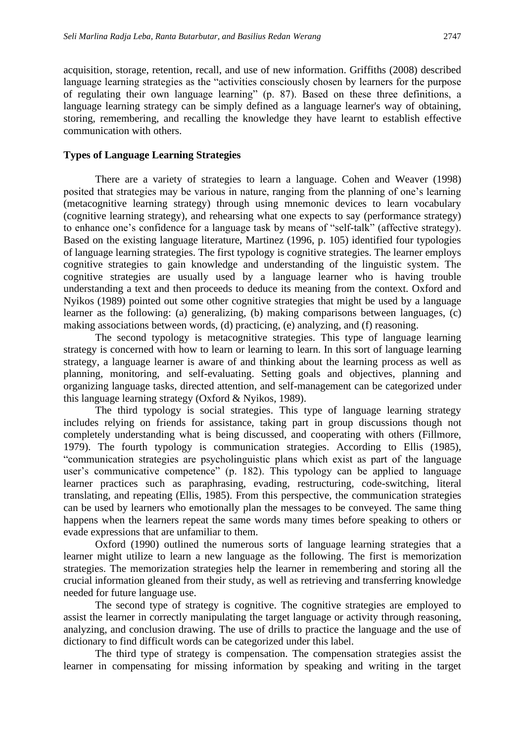acquisition, storage, retention, recall, and use of new information. Griffiths (2008) described language learning strategies as the "activities consciously chosen by learners for the purpose of regulating their own language learning" (p. 87). Based on these three definitions, a language learning strategy can be simply defined as a language learner's way of obtaining, storing, remembering, and recalling the knowledge they have learnt to establish effective communication with others.

### Types of Language Learning Strategies

There are a variety of strategies to learn a language. Cohen and Weaver (1998) posited that strategies may be various in nature, ranging from the planning of one's learning (metacognitive learning strategy) through using mnemonic devices to learn vocabulary (cognitive learning strategy), and rehearsing what one expects to say (performance strategy) to enhance one's confidence for a language task by means of "self-talk" (affective strategy). Based on the existing language literature, Martinez (1996, p. 105) identified four typologies of language learning strategies. The first typology is cognitive strategies. The learner employs cognitive strategies to gain knowledge and understanding of the linguistic system. The cognitive strategies are usually used by a language learner who is having trouble understanding a text and then proceeds to deduce its meaning from the context. Oxford and Nyikos (1989) pointed out some other cognitive strategies that might be used by a language learner as the following: (a) generalizing, (b) making comparisons between languages, (c) making associations between words, (d) practicing, (e) analyzing, and (f) reasoning.

The second typology is metacognitive strategies. This type of language learning strategy is concerned with how to learn or learning to learn. In this sort of language learning strategy, a language learner is aware of and thinking about the learning process as well as planning, monitoring, and self-evaluating. Setting goals and objectives, planning and organizing language tasks, directed attention, and self-management can be categorized under this language learning strategy (Oxford & Nyikos, 1989).

The third typology is social strategies. This type of language learning strategy includes relying on friends for assistance, taking part in group discussions though not completely understanding what is being discussed, and cooperating with others (Fillmore, 1979). The fourth typology is communication strategies. According to Ellis (1985), "communication strategies are psycholinguistic plans which exist as part of the language user's communicative competence" (p. 182). This typology can be applied to language learner practices such as paraphrasing, evading, restructuring, code-switching, literal translating, and repeating (Ellis, 1985). From this perspective, the communication strategies can be used by learners who emotionally plan the messages to be conveyed. The same thing happens when the learners repeat the same words many times before speaking to others or evade expressions that are unfamiliar to them.

Oxford (1990) outlined the numerous sorts of language learning strategies that a learner might utilize to learn a new language as the following. The first is memorization strategies. The memorization strategies help the learner in remembering and storing all the crucial information gleaned from their study, as well as retrieving and transferring knowledge needed for future language use.

The second type of strategy is cognitive. The cognitive strategies are employed to assist the learner in correctly manipulating the target language or activity through reasoning, analyzing, and conclusion drawing. The use of drills to practice the language and the use of dictionary to find difficult words can be categorized under this label.

The third type of strategy is compensation. The compensation strategies assist the learner in compensating for missing information by speaking and writing in the target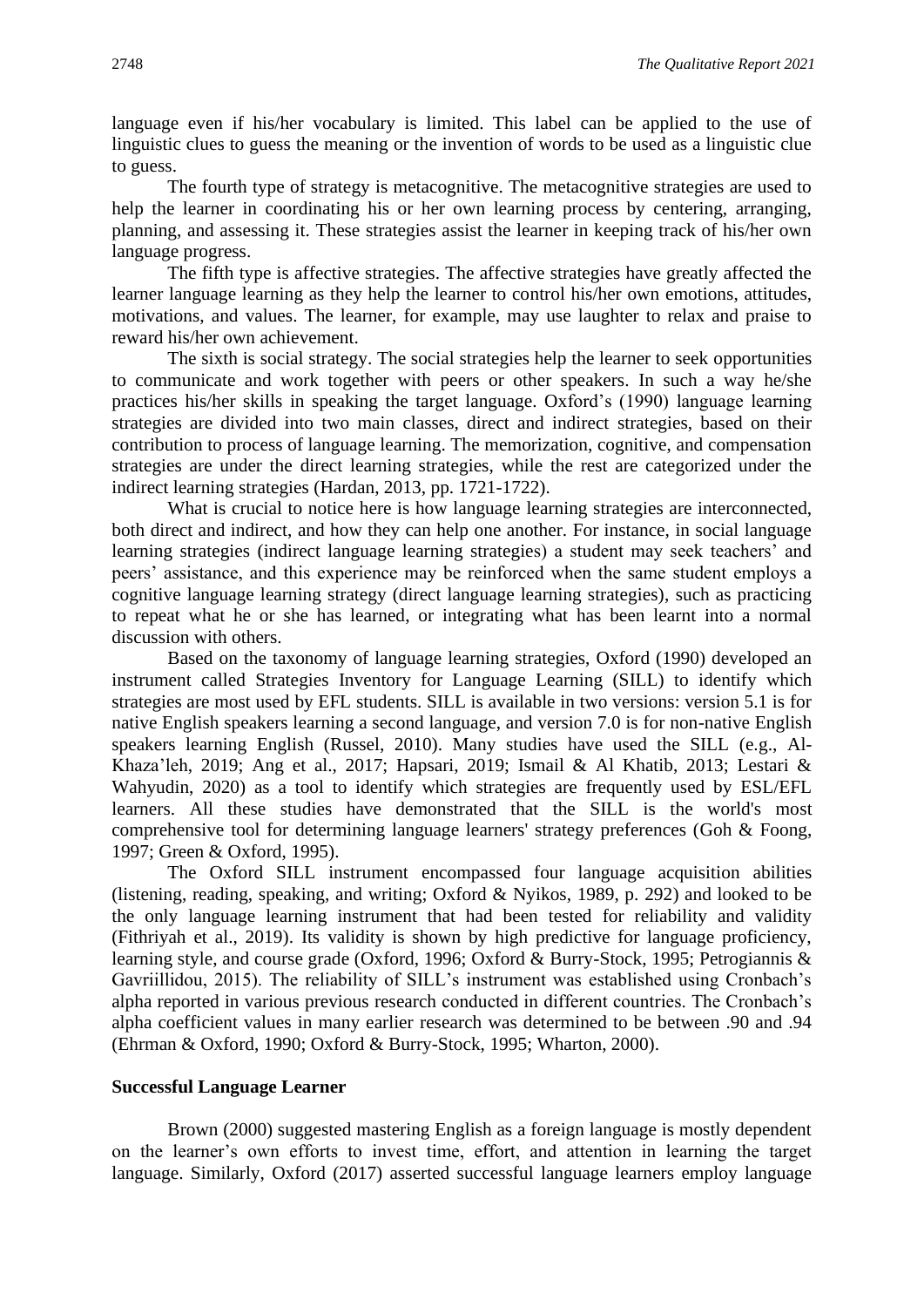language even if his/her vocabulary is limited. This label can be applied to the use of linguistic clues to guess the meaning or the invention of words to be used as a linguistic clue to guess.

The fourth type of strategy is metacognitive. The metacognitive strategies are used to help the learner in coordinating his or her own learning process by centering, arranging, planning, and assessing it. These strategies assist the learner in keeping track of his/her own language progress.

The fifth type is affective strategies. The affective strategies have greatly affected the learner language learning as they help the learner to control his/her own emotions, attitudes, motivations, and values. The learner, for example, may use laughter to relax and praise to reward his/her own achievement.

The sixth is social strategy. The social strategies help the learner to seek opportunities to communicate and work together with peers or other speakers. In such a way he/she practices his/her skills in speaking the target language. Oxford's (1990) language learning strategies are divided into two main classes, direct and indirect strategies, based on their contribution to process of language learning. The memorization, cognitive, and compensation strategies are under the direct learning strategies, while the rest are categorized under the indirect learning strategies (Hardan, 2013, pp. 1721-1722).

What is crucial to notice here is how language learning strategies are interconnected, both direct and indirect, and how they can help one another. For instance, in social language learning strategies (indirect language learning strategies) a student may seek teachers' and peers' assistance, and this experience may be reinforced when the same student employs a cognitive language learning strategy (direct language learning strategies), such as practicing to repeat what he or she has learned, or integrating what has been learnt into a normal discussion with others.

Based on the taxonomy of language learning strategies, Oxford (1990) developed an instrument called Strategies Inventory for Language Learning (SILL) to identify which strategies are most used by EFL students. SILL is available in two versions: version 5.1 is for native English speakers learning a second language, and version 7.0 is for non-native English speakers learning English (Russel, 2010). Many studies have used the SILL (e.g., Al-Khaza'leh, 2019; Ang et al., 2017; Hapsari, 2019; Ismail & Al Khatib, 2013; Lestari & Wahyudin, 2020) as a tool to identify which strategies are frequently used by ESL/EFL learners. All these studies have demonstrated that the SILL is the world's most comprehensive tool for determining language learners' strategy preferences (Goh & Foong, 1997; Green & Oxford, 1995).

The Oxford SILL instrument encompassed four language acquisition abilities (listening, reading, speaking, and writing; Oxford & Nyikos, 1989, p. 292) and looked to be the only language learning instrument that had been tested for reliability and validity (Fithriyah et al., 2019). Its validity is shown by high predictive for language proficiency, learning style, and course grade (Oxford, 1996; Oxford & Burry-Stock, 1995; Petrogiannis & Gavriillidou, 2015). The reliability of SILL's instrument was established using Cronbach's alpha reported in various previous research conducted in different countries. The Cronbach's alpha coefficient values in many earlier research was determined to be between .90 and .94 (Ehrman & Oxford, 1990; Oxford & Burry-Stock, 1995; Wharton, 2000).

### Successful Language Learner

Brown (2000) suggested mastering English as a foreign language is mostly dependent on the learner's own efforts to invest time, effort, and attention in learning the target language. Similarly, Oxford (2017) asserted successful language learners employ language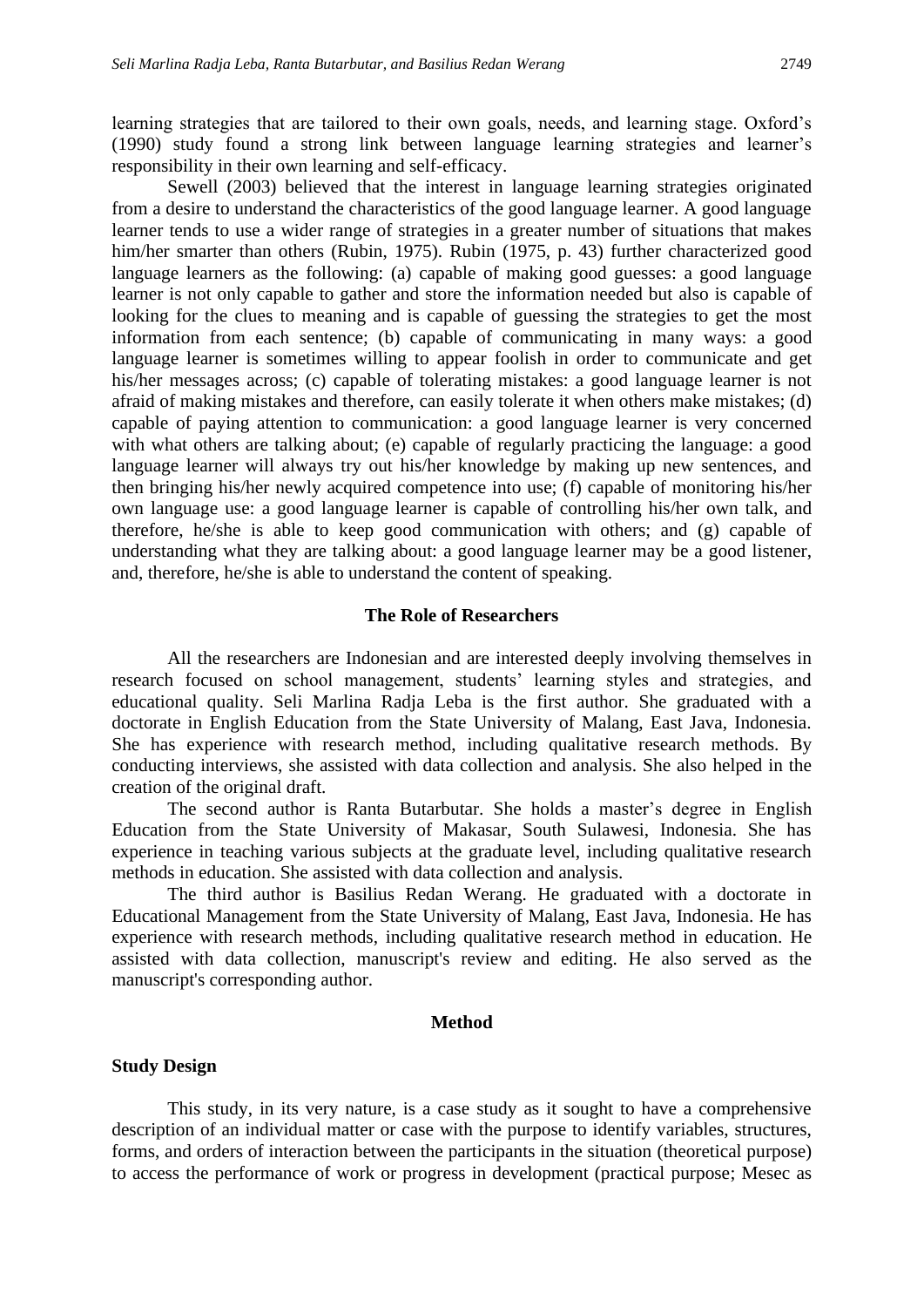learning strategies that are tailored to their own goals, needs, and learning stage. Oxford's (1990) study found a strong link between language learning strategies and learner's responsibility in their own learning and self-efficacy.

Sewell (2003) believed that the interest in language learning strategies originated from a desire to understand the characteristics of the good language learner. A good language learner tends to use a wider range of strategies in a greater number of situations that makes him/her smarter than others (Rubin, 1975). Rubin (1975, p. 43) further characterized good language learners as the following: (a) capable of making good guesses: a good language learner is not only capable to gather and store the information needed but also is capable of looking for the clues to meaning and is capable of guessing the strategies to get the most information from each sentence; (b) capable of communicating in many ways: a good language learner is sometimes willing to appear foolish in order to communicate and get his/her messages across; (c) capable of tolerating mistakes: a good language learner is not afraid of making mistakes and therefore, can easily tolerate it when others make mistakes; (d) capable of paying attention to communication: a good language learner is very concerned with what others are talking about; (e) capable of regularly practicing the language: a good language learner will always try out his/her knowledge by making up new sentences, and then bringing his/her newly acquired competence into use; (f) capable of monitoring his/her own language use: a good language learner is capable of controlling his/her own talk, and therefore, he/she is able to keep good communication with others; and (g) capable of understanding what they are talking about: a good language learner may be a good listener, and, therefore, he/she is able to understand the content of speaking.

## The Role of Researchers

All the researchers are Indonesian and are interested deeply involving themselves in research focused on school management, students' learning styles and strategies, and educational quality. Seli Marlina Radja Leba is the first author. She graduated with a doctorate in English Education from the State University of Malang, East Java, Indonesia. She has experience with research method, including qualitative research methods. By conducting interviews, she assisted with data collection and analysis. She also helped in the creation of the original draft.

The second author is Ranta Butarbutar. She holds a master's degree in English Education from the State University of Makasar, South Sulawesi, Indonesia. She has experience in teaching various subjects at the graduate level, including qualitative research methods in education. She assisted with data collection and analysis.

The third author is Basilius Redan Werang. He graduated with a doctorate in Educational Management from the State University of Malang, East Java, Indonesia. He has experience with research methods, including qualitative research method in education. He assisted with data collection, manuscript's review and editing. He also served as the manuscript's corresponding author.

## Method

### Study Design

This study, in its very nature, is a case study as it sought to have a comprehensive description of an individual matter or case with the purpose to identify variables, structures, forms, and orders of interaction between the participants in the situation (theoretical purpose) to access the performance of work or progress in development (practical purpose; Mesec as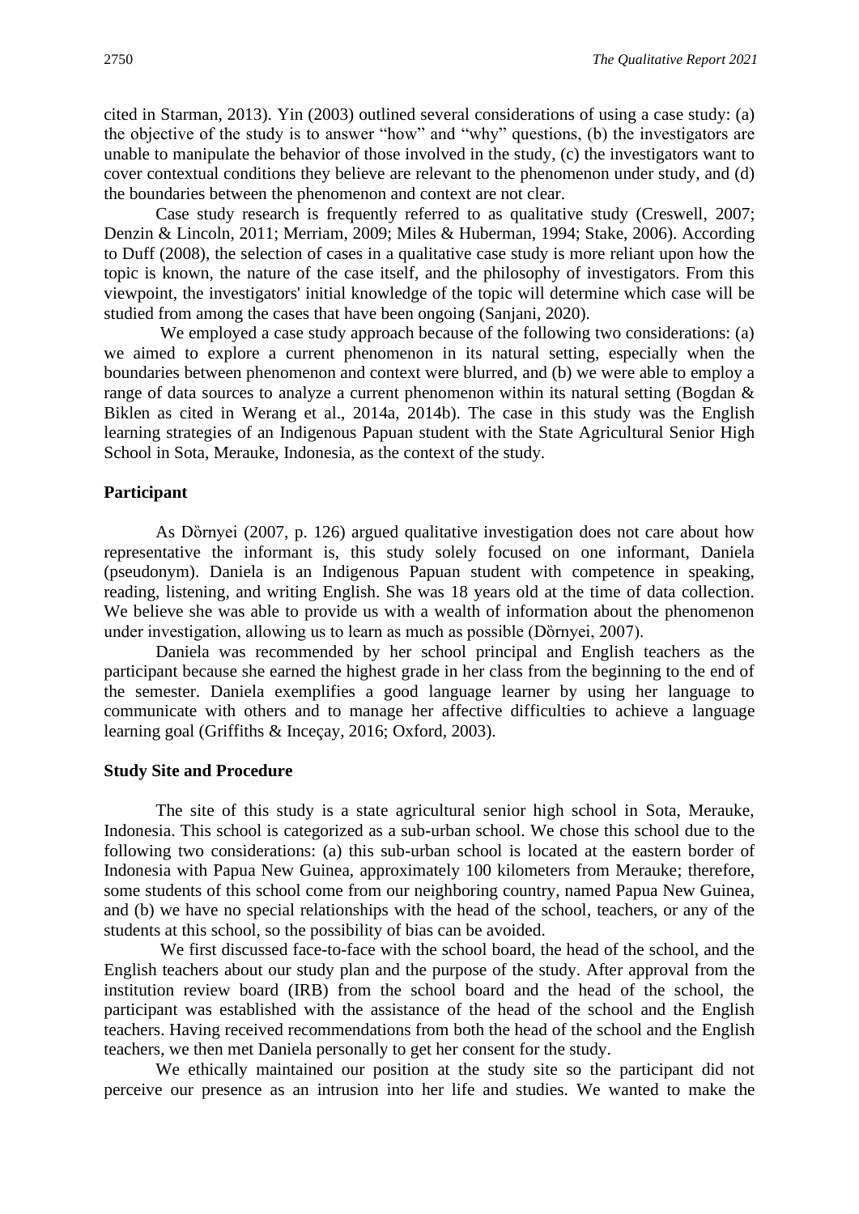cited in Starman, 2013). Yin (2003) outlined several considerations of using a case study: (a) the objective of the study is to answer "how" and "why" questions, (b) the investigators are unable to manipulate the behavior of those involved in the study, (c) the investigators want to cover contextual conditions they believe are relevant to the phenomenon under study, and (d) the boundaries between the phenomenon and context are not clear.

Case study research is frequently referred to as qualitative study (Creswell, 2007; Denzin & Lincoln, 2011; Merriam, 2009; Miles & Huberman, 1994; Stake, 2006). According to Duff (2008), the selection of cases in a qualitative case study is more reliant upon how the topic is known, the nature of the case itself, and the philosophy of investigators. From this viewpoint, the investigators' initial knowledge of the topic will determine which case will be studied from among the cases that have been ongoing (Sanjani, 2020).

We employed a case study approach because of the following two considerations: (a) we aimed to explore a current phenomenon in its natural setting, especially when the boundaries between phenomenon and context were blurred, and (b) we were able to employ a range of data sources to analyze a current phenomenon within its natural setting (Bogdan & Biklen as cited in Werang et al., 2014a, 2014b). The case in this study was the English learning strategies of an Indigenous Papuan student with the State Agricultural Senior High School in Sota, Merauke, Indonesia, as the context of the study.

**Participant**

As Dȍrnyei (2007, p. 126) argued qualitative investigation does not care about how representative the informant is, this study solely focused on one informant, Daniela (pseudonym). Daniela is an Indigenous Papuan student with competence in speaking, reading, listening, and writing English. She was 18 years old at the time of data collection. We believe she was able to provide us with a wealth of information about the phenomenon under investigation, allowing us to learn as much as possible (Dȍrnyei, 2007).

Daniela was recommended by her school principal and English teachers as the participant because she earned the highest grade in her class from the beginning to the end of the semester. Daniela exemplifies a good language learner by using her language to communicate with others and to manage her affective difficulties to achieve a language learning goal (Griffiths & Inceçay, 2016; Oxford, 2003).

**Study Site and Procedure**

The site of this study is a state agricultural senior high school in Sota, Merauke, Indonesia. This school is categorized as a sub-urban school. We chose this school due to the following two considerations: (a) this sub-urban school is located at the eastern border of Indonesia with Papua New Guinea, approximately 100 kilometers from Merauke; therefore, some students of this school come from our neighboring country, named Papua New Guinea, and (b) we have no special relationships with the head of the school, teachers, or any of the students at this school, so the possibility of bias can be avoided.

We first discussed face-to-face with the school board, the head of the school, and the English teachers about our study plan and the purpose of the study. After approval from the institution review board (IRB) from the school board and the head of the school, the participant was established with the assistance of the head of the school and the English teachers. Having received recommendations from both the head of the school and the English teachers, we then met Daniela personally to get her consent for the study.

We ethically maintained our position at the study site so the participant did not perceive our presence as an intrusion into her life and studies. We wanted to make the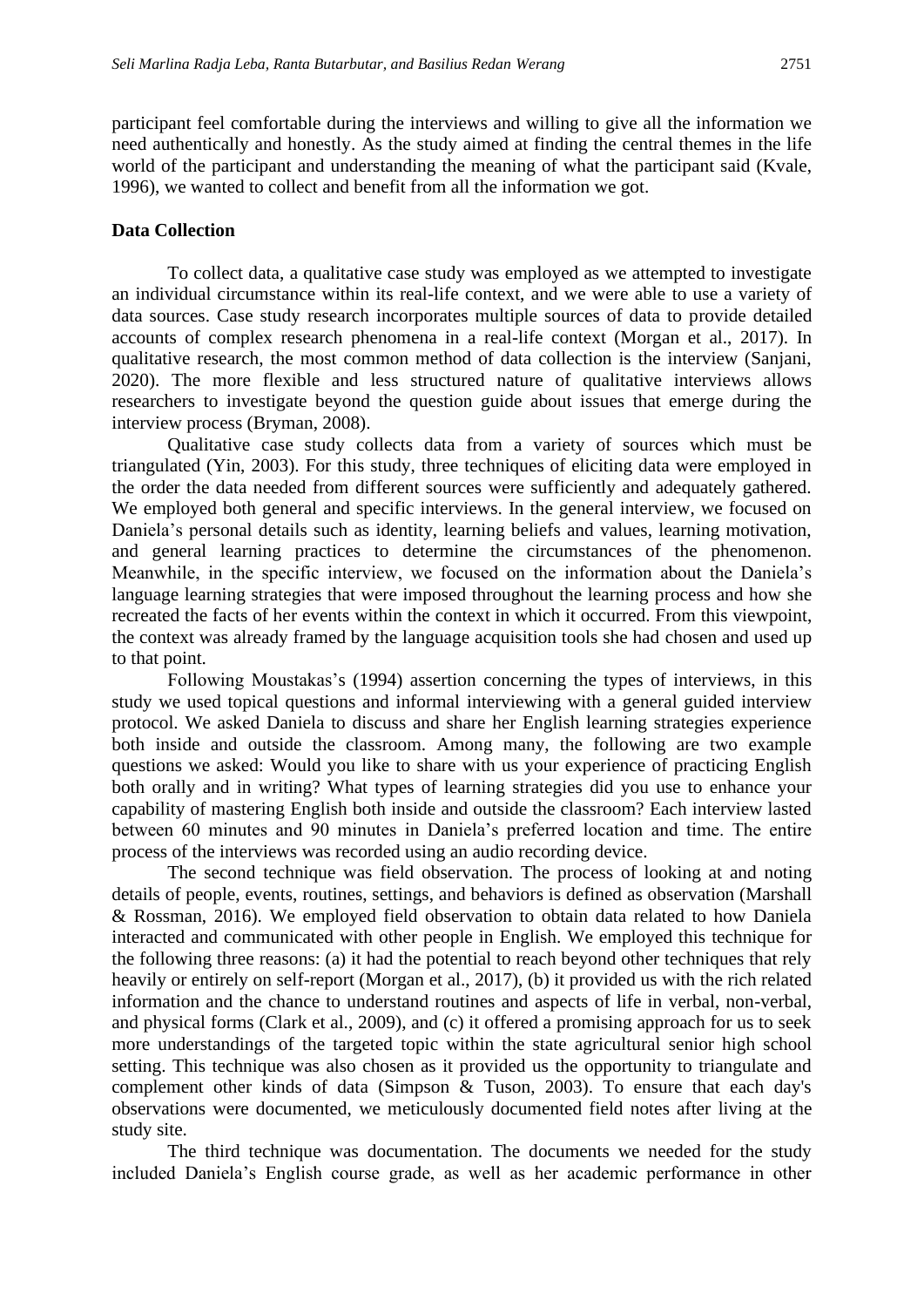participant feel comfortable during the interviews and willing to give all the information we need authentically and honestly. As the study aimed at finding the central themes in the life world of the participant and understanding the meaning of what the participant said (Kvale, 1996), we wanted to collect and benefit from all the information we got.

**Data Collection**

To collect data, a qualitative case study was employed as we attempted to investigate an individual circumstance within its real-life context, and we were able to use a variety of data sources. Case study research incorporates multiple sources of data to provide detailed accounts of complex research phenomena in a real-life context (Morgan et al., 2017). In qualitative research, the most common method of data collection is the interview (Sanjani, 2020). The more flexible and less structured nature of qualitative interviews allows researchers to investigate beyond the question guide about issues that emerge during the interview process (Bryman, 2008).

Qualitative case study collects data from a variety of sources which must be triangulated (Yin, 2003). For this study, three techniques of eliciting data were employed in the order the data needed from different sources were sufficiently and adequately gathered. We employed both general and specific interviews. In the general interview, we focused on Daniela's personal details such as identity, learning beliefs and values, learning motivation, and general learning practices to determine the circumstances of the phenomenon. Meanwhile, in the specific interview, we focused on the information about the Daniela's language learning strategies that were imposed throughout the learning process and how she recreated the facts of her events within the context in which it occurred. From this viewpoint, the context was already framed by the language acquisition tools she had chosen and used up to that point.

Following Moustakas's (1994) assertion concerning the types of interviews, in this study we used topical questions and informal interviewing with a general guided interview protocol. We asked Daniela to discuss and share her English learning strategies experience both inside and outside the classroom. Among many, the following are two example questions we asked: Would you like to share with us your experience of practicing English both orally and in writing? What types of learning strategies did you use to enhance your capability of mastering English both inside and outside the classroom? Each interview lasted between 60 minutes and 90 minutes in Daniela's preferred location and time. The entire process of the interviews was recorded using an audio recording device.

The second technique was field observation. The process of looking at and noting details of people, events, routines, settings, and behaviors is defined as observation (Marshall & Rossman, 2016). We employed field observation to obtain data related to how Daniela interacted and communicated with other people in English. We employed this technique for the following three reasons: (a) it had the potential to reach beyond other techniques that rely heavily or entirely on self-report (Morgan et al., 2017), (b) it provided us with the rich related information and the chance to understand routines and aspects of life in verbal, non-verbal, and physical forms (Clark et al., 2009), and (c) it offered a promising approach for us to seek more understandings of the targeted topic within the state agricultural senior high school setting. This technique was also chosen as it provided us the opportunity to triangulate and complement other kinds of data (Simpson & Tuson, 2003). To ensure that each day's observations were documented, we meticulously documented field notes after living at the study site.

The third technique was documentation. The documents we needed for the study included Daniela's English course grade, as well as her academic performance in other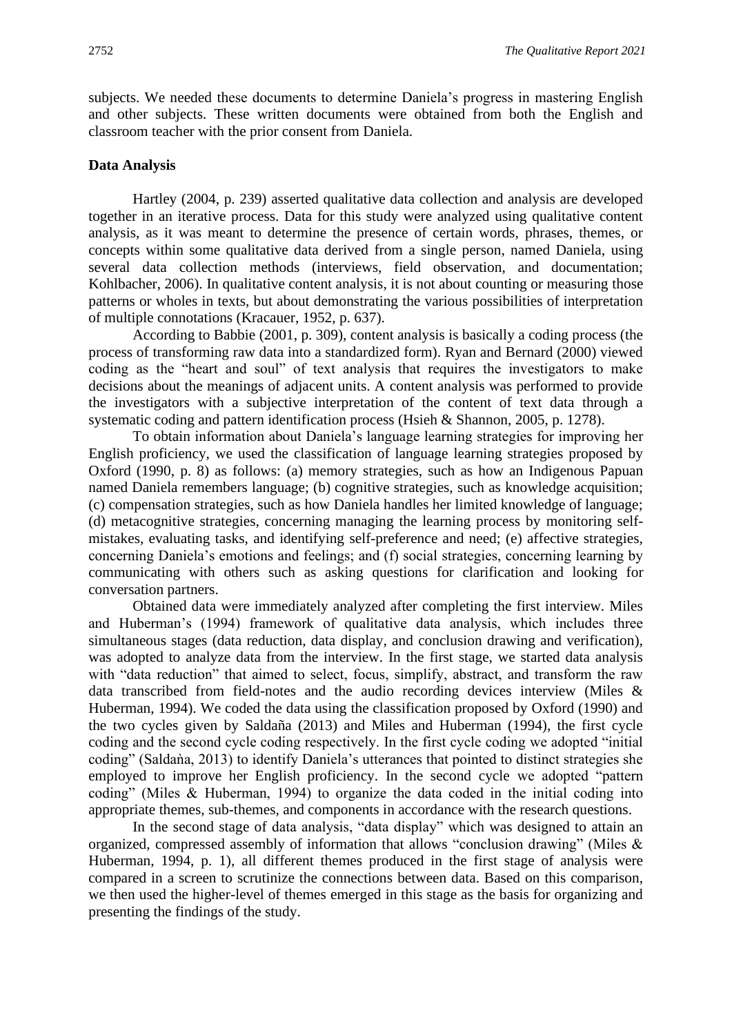subjects. We needed these documents to determine Daniela's progress in mastering English and other subjects. These written documents were obtained from both the English and classroom teacher with the prior consent from Daniela.

### Data Analysis

Hartley (2004, p. 239) asserted qualitative data collection and analysis are developed together in an iterative process. Data for this study were analyzed using qualitative content analysis, as it was meant to determine the presence of certain words, phrases, themes, or concepts within some qualitative data derived from a single person, named Daniela, using several data collection methods (interviews, field observation, and documentation; Kohlbacher, 2006). In qualitative content analysis, it is not about counting or measuring those patterns or wholes in texts, but about demonstrating the various possibilities of interpretation of multiple connotations (Kracauer, 1952, p. 637).

According to Babbie (2001, p. 309), content analysis is basically a coding process (the process of transforming raw data into a standardized form). Ryan and Bernard (2000) viewed coding as the "heart and soul" of text analysis that requires the investigators to make decisions about the meanings of adjacent units. A content analysis was performed to provide the investigators with a subjective interpretation of the content of text data through a systematic coding and pattern identification process (Hsieh & Shannon, 2005, p. 1278).

To obtain information about Daniela's language learning strategies for improving her English proficiency, we used the classification of language learning strategies proposed by Oxford (1990, p. 8) as follows: (a) memory strategies, such as how an Indigenous Papuan named Daniela remembers language; (b) cognitive strategies, such as knowledge acquisition; (c) compensation strategies, such as how Daniela handles her limited knowledge of language; (d) metacognitive strategies, concerning managing the learning process by monitoring self-mistakes, evaluating tasks, and identifying self-preference and need; (e) affective strategies, concerning Daniela's emotions and feelings; and (f) social strategies, concerning learning by communicating with others such as asking questions for clarification and looking for conversation partners.

Obtained data were immediately analyzed after completing the first interview. Miles and Huberman's (1994) framework of qualitative data analysis, which includes three simultaneous stages (data reduction, data display, and conclusion drawing and verification), was adopted to analyze data from the interview. In the first stage, we started data analysis with "data reduction" that aimed to select, focus, simplify, abstract, and transform the raw data transcribed from field-notes and the audio recording devices interview (Miles & Huberman, 1994). We coded the data using the classification proposed by Oxford (1990) and the two cycles given by Saldaña (2013) and Miles and Huberman (1994), the first cycle coding and the second cycle coding respectively. In the first cycle coding we adopted "initial coding" (Saldaǹa, 2013) to identify Daniela's utterances that pointed to distinct strategies she employed to improve her English proficiency. In the second cycle we adopted "pattern coding" (Miles & Huberman, 1994) to organize the data coded in the initial coding into appropriate themes, sub-themes, and components in accordance with the research questions.

In the second stage of data analysis, "data display" which was designed to attain an organized, compressed assembly of information that allows "conclusion drawing" (Miles & Huberman, 1994, p. 1), all different themes produced in the first stage of analysis were compared in a screen to scrutinize the connections between data. Based on this comparison, we then used the higher-level of themes emerged in this stage as the basis for organizing and presenting the findings of the study.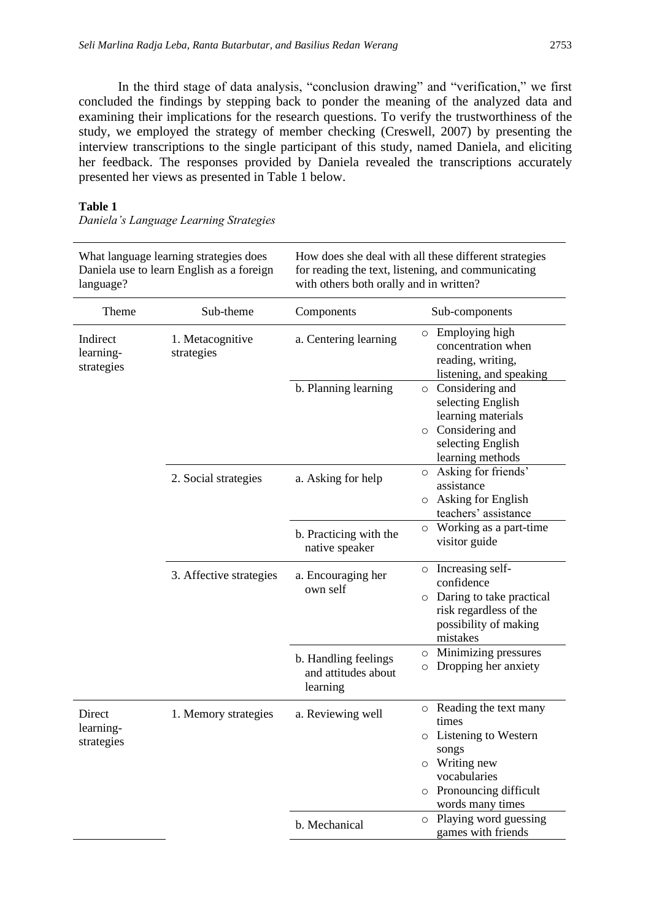In the third stage of data analysis, "conclusion drawing" and "verification," we first concluded the findings by stepping back to ponder the meaning of the analyzed data and examining their implications for the research questions. To verify the trustworthiness of the study, we employed the strategy of member checking (Creswell, 2007) by presenting the interview transcriptions to the single participant of this study, named Daniela, and eliciting her feedback. The responses provided by Daniela revealed the transcriptions accurately presented her views as presented in Table 1 below.

**Table 1**

*Daniela's Language Learning Strategies*

| What language learning strategies does Daniela use to learn English as a foreign language? | | How does she deal with all these different strategies for reading the text, listening, and communicating with others both orally and in written? | |
|---|---|---|---|
| Theme | Sub-theme | Components | Sub-components |
| Indirect learning-strategies | 1. Metacognitive strategies | a. Centering learning | ○ Employing high concentration when reading, writing, listening, and speaking |
| | | b. Planning learning | ○ Considering and selecting English learning materials<br>○ Considering and selecting English learning methods |
| | 2. Social strategies | a. Asking for help | ○ Asking for friends' assistance<br>○ Asking for English teachers' assistance |
| | | b. Practicing with the native speaker | ○ Working as a part-time visitor guide |
| | 3. Affective strategies | a. Encouraging her own self | ○ Increasing self-confidence<br>○ Daring to take practical risk regardless of the possibility of making mistakes |
| | | b. Handling feelings and attitudes about learning | ○ Minimizing pressures<br>○ Dropping her anxiety |
| Direct learning-strategies | 1. Memory strategies | a. Reviewing well | ○ Reading the text many times<br>○ Listening to Western songs<br>○ Writing new vocabularies<br>○ Pronouncing difficult words many times |
| | | b. Mechanical | ○ Playing word guessing games with friends |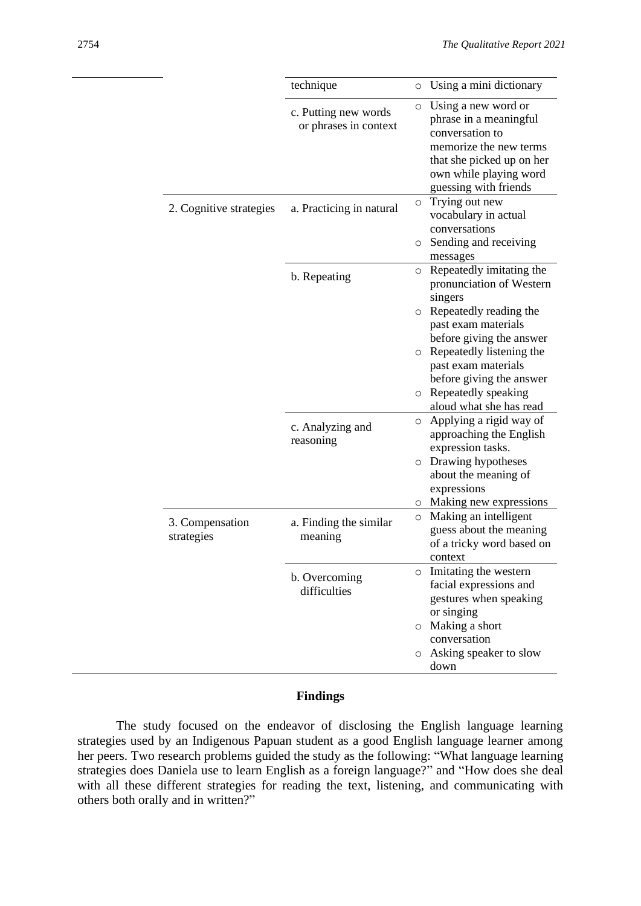| | | |
|---|---|---|
| | technique | ○ Using a mini dictionary |
| | c. Putting new words or phrases in context | ○ Using a new word or phrase in a meaningful conversation to memorize the new terms that she picked up on her own while playing word guessing with friends |
| 2. Cognitive strategies | a. Practicing in natural | ○ Trying out new vocabulary in actual conversations<br>○ Sending and receiving messages |
| | b. Repeating | ○ Repeatedly imitating the pronunciation of Western singers<br>○ Repeatedly reading the past exam materials before giving the answer<br>○ Repeatedly listening the past exam materials before giving the answer<br>○ Repeatedly speaking aloud what she has read |
| | c. Analyzing and reasoning | ○ Applying a rigid way of approaching the English expression tasks.<br>○ Drawing hypotheses about the meaning of expressions<br>○ Making new expressions |
| 3. Compensation strategies | a. Finding the similar meaning | ○ Making an intelligent guess about the meaning of a tricky word based on context |
| | b. Overcoming difficulties | ○ Imitating the western facial expressions and gestures when speaking or singing<br>○ Making a short conversation<br>○ Asking speaker to slow down |

## Findings

The study focused on the endeavor of disclosing the English language learning strategies used by an Indigenous Papuan student as a good English language learner among her peers. Two research problems guided the study as the following: "What language learning strategies does Daniela use to learn English as a foreign language?" and "How does she deal with all these different strategies for reading the text, listening, and communicating with others both orally and in written?"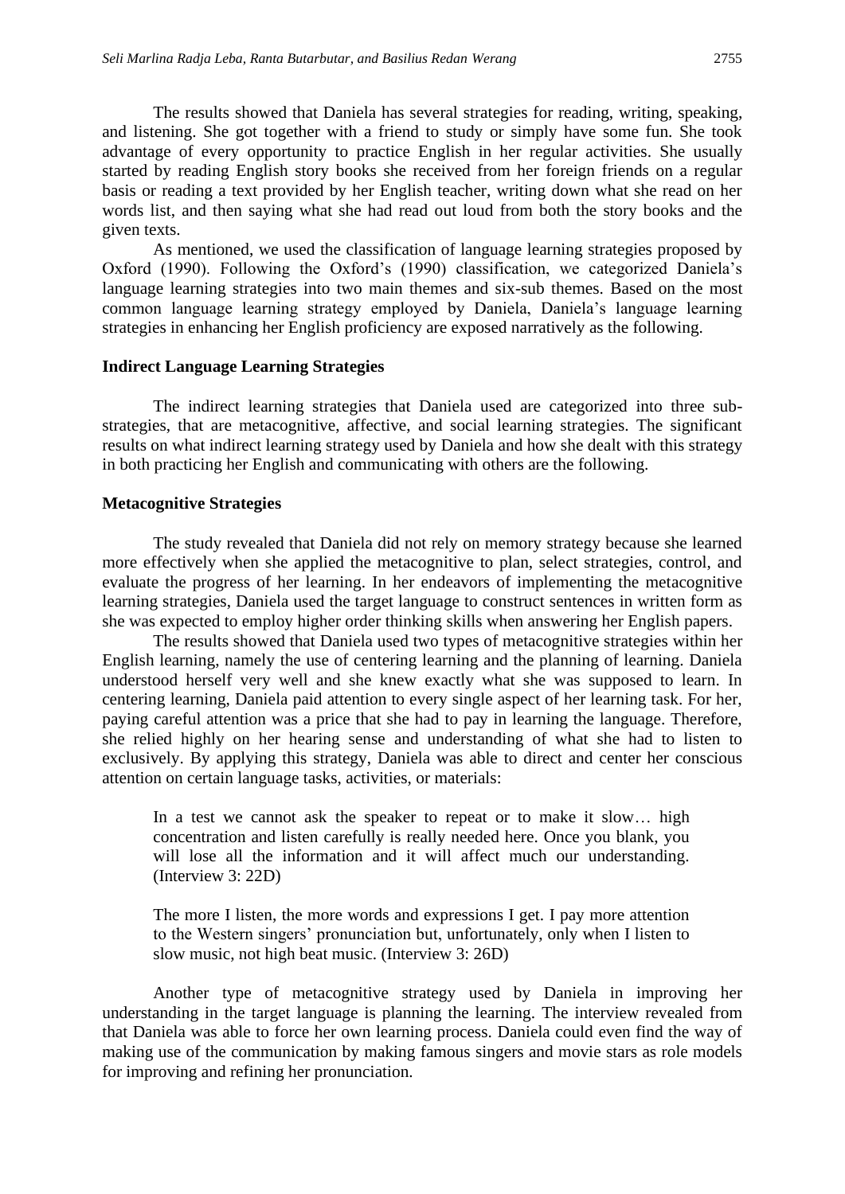The results showed that Daniela has several strategies for reading, writing, speaking, and listening. She got together with a friend to study or simply have some fun. She took advantage of every opportunity to practice English in her regular activities. She usually started by reading English story books she received from her foreign friends on a regular basis or reading a text provided by her English teacher, writing down what she read on her words list, and then saying what she had read out loud from both the story books and the given texts.

As mentioned, we used the classification of language learning strategies proposed by Oxford (1990). Following the Oxford's (1990) classification, we categorized Daniela's language learning strategies into two main themes and six-sub themes. Based on the most common language learning strategy employed by Daniela, Daniela's language learning strategies in enhancing her English proficiency are exposed narratively as the following.

**Indirect Language Learning Strategies**

The indirect learning strategies that Daniela used are categorized into three sub-strategies, that are metacognitive, affective, and social learning strategies. The significant results on what indirect learning strategy used by Daniela and how she dealt with this strategy in both practicing her English and communicating with others are the following.

**Metacognitive Strategies**

The study revealed that Daniela did not rely on memory strategy because she learned more effectively when she applied the metacognitive to plan, select strategies, control, and evaluate the progress of her learning. In her endeavors of implementing the metacognitive learning strategies, Daniela used the target language to construct sentences in written form as she was expected to employ higher order thinking skills when answering her English papers.

The results showed that Daniela used two types of metacognitive strategies within her English learning, namely the use of centering learning and the planning of learning. Daniela understood herself very well and she knew exactly what she was supposed to learn. In centering learning, Daniela paid attention to every single aspect of her learning task. For her, paying careful attention was a price that she had to pay in learning the language. Therefore, she relied highly on her hearing sense and understanding of what she had to listen to exclusively. By applying this strategy, Daniela was able to direct and center her conscious attention on certain language tasks, activities, or materials:

> In a test we cannot ask the speaker to repeat or to make it slow… high concentration and listen carefully is really needed here. Once you blank, you will lose all the information and it will affect much our understanding. (Interview 3: 22D)

> The more I listen, the more words and expressions I get. I pay more attention to the Western singers' pronunciation but, unfortunately, only when I listen to slow music, not high beat music. (Interview 3: 26D)

Another type of metacognitive strategy used by Daniela in improving her understanding in the target language is planning the learning. The interview revealed from that Daniela was able to force her own learning process. Daniela could even find the way of making use of the communication by making famous singers and movie stars as role models for improving and refining her pronunciation.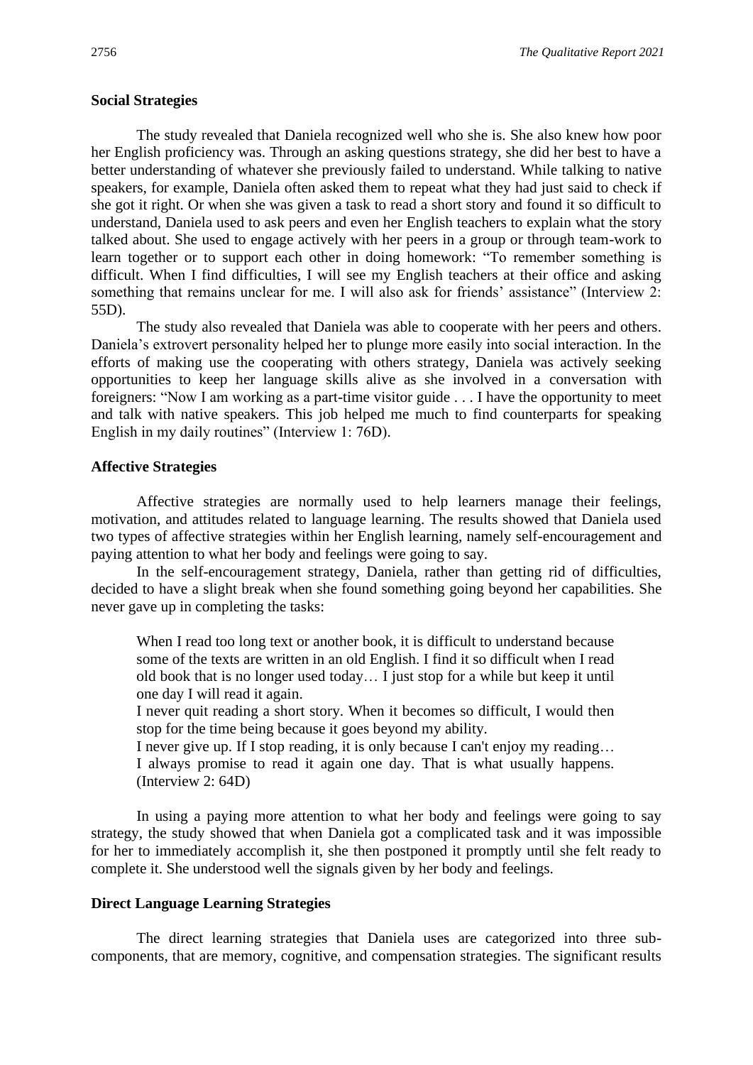### Social Strategies

The study revealed that Daniela recognized well who she is. She also knew how poor her English proficiency was. Through an asking questions strategy, she did her best to have a better understanding of whatever she previously failed to understand. While talking to native speakers, for example, Daniela often asked them to repeat what they had just said to check if she got it right. Or when she was given a task to read a short story and found it so difficult to understand, Daniela used to ask peers and even her English teachers to explain what the story talked about. She used to engage actively with her peers in a group or through team-work to learn together or to support each other in doing homework: "To remember something is difficult. When I find difficulties, I will see my English teachers at their office and asking something that remains unclear for me. I will also ask for friends' assistance" (Interview 2: 55D).

The study also revealed that Daniela was able to cooperate with her peers and others. Daniela's extrovert personality helped her to plunge more easily into social interaction. In the efforts of making use the cooperating with others strategy, Daniela was actively seeking opportunities to keep her language skills alive as she involved in a conversation with foreigners: "Now I am working as a part-time visitor guide . . . I have the opportunity to meet and talk with native speakers. This job helped me much to find counterparts for speaking English in my daily routines" (Interview 1: 76D).

### Affective Strategies

Affective strategies are normally used to help learners manage their feelings, motivation, and attitudes related to language learning. The results showed that Daniela used two types of affective strategies within her English learning, namely self-encouragement and paying attention to what her body and feelings were going to say.

In the self-encouragement strategy, Daniela, rather than getting rid of difficulties, decided to have a slight break when she found something going beyond her capabilities. She never gave up in completing the tasks:

> When I read too long text or another book, it is difficult to understand because some of the texts are written in an old English. I find it so difficult when I read old book that is no longer used today… I just stop for a while but keep it until one day I will read it again.
> I never quit reading a short story. When it becomes so difficult, I would then stop for the time being because it goes beyond my ability.
> I never give up. If I stop reading, it is only because I can't enjoy my reading… I always promise to read it again one day. That is what usually happens. (Interview 2: 64D)

In using a paying more attention to what her body and feelings were going to say strategy, the study showed that when Daniela got a complicated task and it was impossible for her to immediately accomplish it, she then postponed it promptly until she felt ready to complete it. She understood well the signals given by her body and feelings.

### Direct Language Learning Strategies

The direct learning strategies that Daniela uses are categorized into three sub-components, that are memory, cognitive, and compensation strategies. The significant results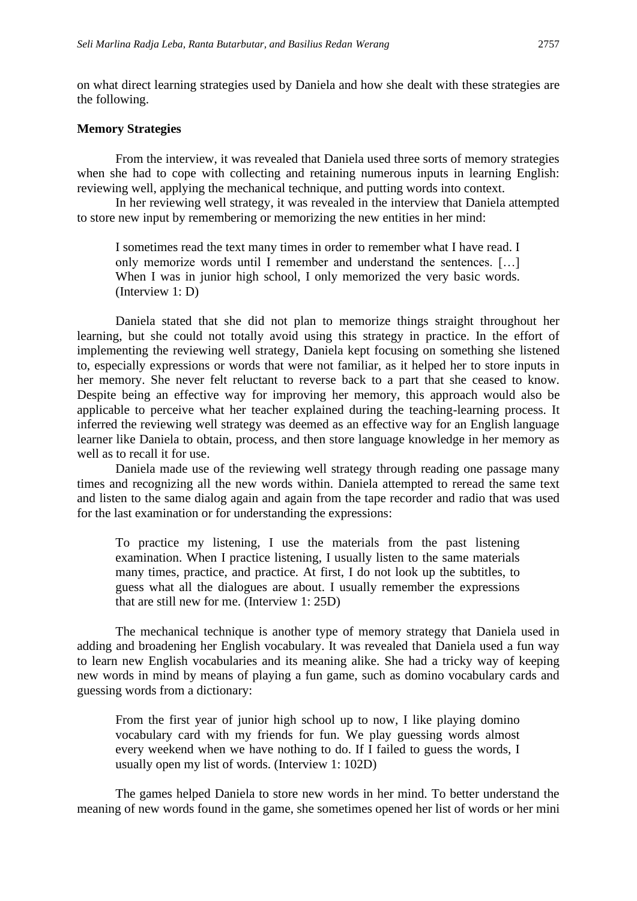on what direct learning strategies used by Daniela and how she dealt with these strategies are the following.

**Memory Strategies**

From the interview, it was revealed that Daniela used three sorts of memory strategies when she had to cope with collecting and retaining numerous inputs in learning English: reviewing well, applying the mechanical technique, and putting words into context.

In her reviewing well strategy, it was revealed in the interview that Daniela attempted to store new input by remembering or memorizing the new entities in her mind:

> I sometimes read the text many times in order to remember what I have read. I only memorize words until I remember and understand the sentences. […] When I was in junior high school, I only memorized the very basic words. (Interview 1: D)

Daniela stated that she did not plan to memorize things straight throughout her learning, but she could not totally avoid using this strategy in practice. In the effort of implementing the reviewing well strategy, Daniela kept focusing on something she listened to, especially expressions or words that were not familiar, as it helped her to store inputs in her memory. She never felt reluctant to reverse back to a part that she ceased to know. Despite being an effective way for improving her memory, this approach would also be applicable to perceive what her teacher explained during the teaching-learning process. It inferred the reviewing well strategy was deemed as an effective way for an English language learner like Daniela to obtain, process, and then store language knowledge in her memory as well as to recall it for use.

Daniela made use of the reviewing well strategy through reading one passage many times and recognizing all the new words within. Daniela attempted to reread the same text and listen to the same dialog again and again from the tape recorder and radio that was used for the last examination or for understanding the expressions:

> To practice my listening, I use the materials from the past listening examination. When I practice listening, I usually listen to the same materials many times, practice, and practice. At first, I do not look up the subtitles, to guess what all the dialogues are about. I usually remember the expressions that are still new for me. (Interview 1: 25D)

The mechanical technique is another type of memory strategy that Daniela used in adding and broadening her English vocabulary. It was revealed that Daniela used a fun way to learn new English vocabularies and its meaning alike. She had a tricky way of keeping new words in mind by means of playing a fun game, such as domino vocabulary cards and guessing words from a dictionary:

> From the first year of junior high school up to now, I like playing domino vocabulary card with my friends for fun. We play guessing words almost every weekend when we have nothing to do. If I failed to guess the words, I usually open my list of words. (Interview 1: 102D)

The games helped Daniela to store new words in her mind. To better understand the meaning of new words found in the game, she sometimes opened her list of words or her mini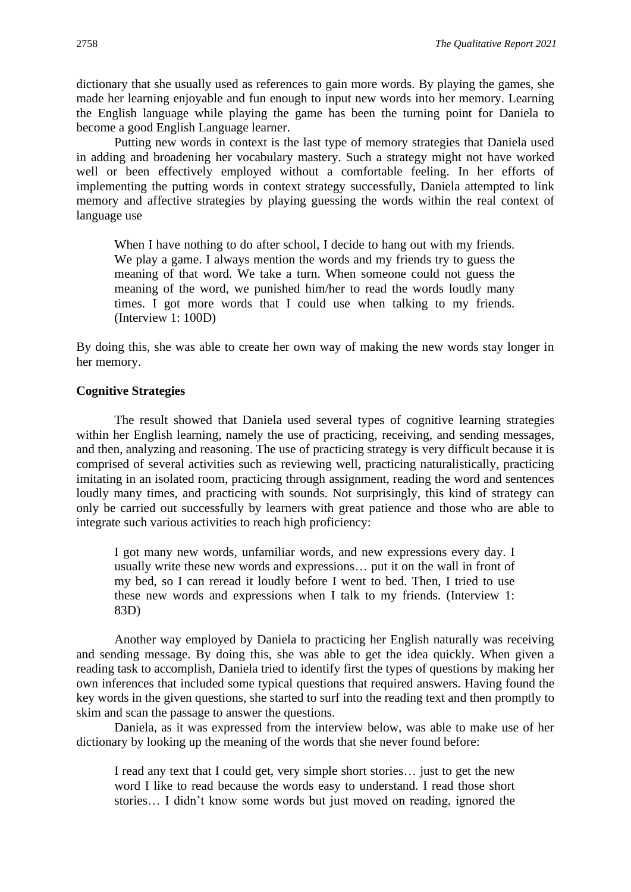dictionary that she usually used as references to gain more words. By playing the games, she made her learning enjoyable and fun enough to input new words into her memory. Learning the English language while playing the game has been the turning point for Daniela to become a good English Language learner.

Putting new words in context is the last type of memory strategies that Daniela used in adding and broadening her vocabulary mastery. Such a strategy might not have worked well or been effectively employed without a comfortable feeling. In her efforts of implementing the putting words in context strategy successfully, Daniela attempted to link memory and affective strategies by playing guessing the words within the real context of language use

> When I have nothing to do after school, I decide to hang out with my friends. We play a game. I always mention the words and my friends try to guess the meaning of that word. We take a turn. When someone could not guess the meaning of the word, we punished him/her to read the words loudly many times. I got more words that I could use when talking to my friends. (Interview 1: 100D)

By doing this, she was able to create her own way of making the new words stay longer in her memory.

**Cognitive Strategies**

The result showed that Daniela used several types of cognitive learning strategies within her English learning, namely the use of practicing, receiving, and sending messages, and then, analyzing and reasoning. The use of practicing strategy is very difficult because it is comprised of several activities such as reviewing well, practicing naturalistically, practicing imitating in an isolated room, practicing through assignment, reading the word and sentences loudly many times, and practicing with sounds. Not surprisingly, this kind of strategy can only be carried out successfully by learners with great patience and those who are able to integrate such various activities to reach high proficiency:

> I got many new words, unfamiliar words, and new expressions every day. I usually write these new words and expressions… put it on the wall in front of my bed, so I can reread it loudly before I went to bed. Then, I tried to use these new words and expressions when I talk to my friends. (Interview 1: 83D)

Another way employed by Daniela to practicing her English naturally was receiving and sending message. By doing this, she was able to get the idea quickly. When given a reading task to accomplish, Daniela tried to identify first the types of questions by making her own inferences that included some typical questions that required answers. Having found the key words in the given questions, she started to surf into the reading text and then promptly to skim and scan the passage to answer the questions.

Daniela, as it was expressed from the interview below, was able to make use of her dictionary by looking up the meaning of the words that she never found before:

> I read any text that I could get, very simple short stories… just to get the new word I like to read because the words easy to understand. I read those short stories… I didn't know some words but just moved on reading, ignored the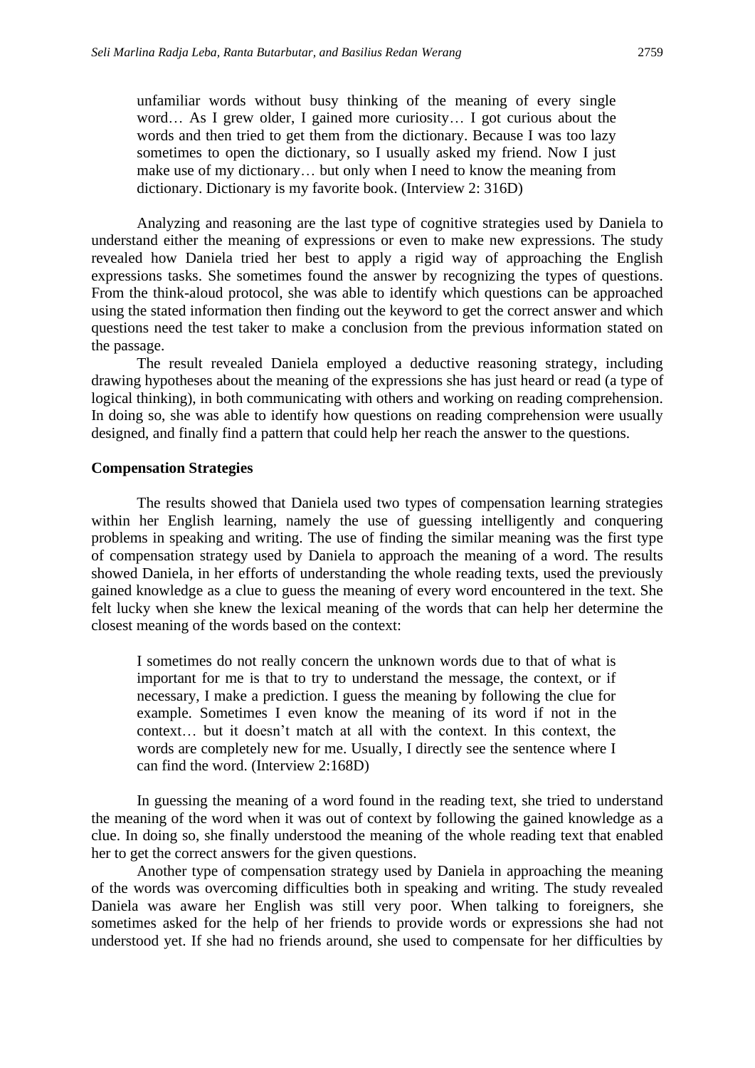> unfamiliar words without busy thinking of the meaning of every single word… As I grew older, I gained more curiosity… I got curious about the words and then tried to get them from the dictionary. Because I was too lazy sometimes to open the dictionary, so I usually asked my friend. Now I just make use of my dictionary… but only when I need to know the meaning from dictionary. Dictionary is my favorite book. (Interview 2: 316D)

Analyzing and reasoning are the last type of cognitive strategies used by Daniela to understand either the meaning of expressions or even to make new expressions. The study revealed how Daniela tried her best to apply a rigid way of approaching the English expressions tasks. She sometimes found the answer by recognizing the types of questions. From the think-aloud protocol, she was able to identify which questions can be approached using the stated information then finding out the keyword to get the correct answer and which questions need the test taker to make a conclusion from the previous information stated on the passage.

The result revealed Daniela employed a deductive reasoning strategy, including drawing hypotheses about the meaning of the expressions she has just heard or read (a type of logical thinking), in both communicating with others and working on reading comprehension. In doing so, she was able to identify how questions on reading comprehension were usually designed, and finally find a pattern that could help her reach the answer to the questions.

**Compensation Strategies**

The results showed that Daniela used two types of compensation learning strategies within her English learning, namely the use of guessing intelligently and conquering problems in speaking and writing. The use of finding the similar meaning was the first type of compensation strategy used by Daniela to approach the meaning of a word. The results showed Daniela, in her efforts of understanding the whole reading texts, used the previously gained knowledge as a clue to guess the meaning of every word encountered in the text. She felt lucky when she knew the lexical meaning of the words that can help her determine the closest meaning of the words based on the context:

> I sometimes do not really concern the unknown words due to that of what is important for me is that to try to understand the message, the context, or if necessary, I make a prediction. I guess the meaning by following the clue for example. Sometimes I even know the meaning of its word if not in the context… but it doesn't match at all with the context. In this context, the words are completely new for me. Usually, I directly see the sentence where I can find the word. (Interview 2:168D)

In guessing the meaning of a word found in the reading text, she tried to understand the meaning of the word when it was out of context by following the gained knowledge as a clue. In doing so, she finally understood the meaning of the whole reading text that enabled her to get the correct answers for the given questions.

Another type of compensation strategy used by Daniela in approaching the meaning of the words was overcoming difficulties both in speaking and writing. The study revealed Daniela was aware her English was still very poor. When talking to foreigners, she sometimes asked for the help of her friends to provide words or expressions she had not understood yet. If she had no friends around, she used to compensate for her difficulties by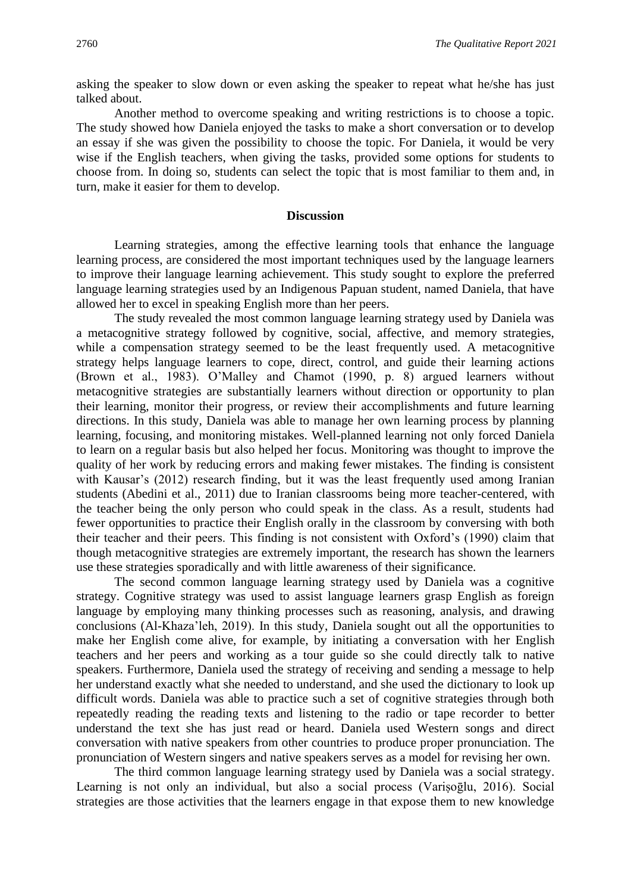asking the speaker to slow down or even asking the speaker to repeat what he/she has just talked about.

Another method to overcome speaking and writing restrictions is to choose a topic. The study showed how Daniela enjoyed the tasks to make a short conversation or to develop an essay if she was given the possibility to choose the topic. For Daniela, it would be very wise if the English teachers, when giving the tasks, provided some options for students to choose from. In doing so, students can select the topic that is most familiar to them and, in turn, make it easier for them to develop.

## Discussion

Learning strategies, among the effective learning tools that enhance the language learning process, are considered the most important techniques used by the language learners to improve their language learning achievement. This study sought to explore the preferred language learning strategies used by an Indigenous Papuan student, named Daniela, that have allowed her to excel in speaking English more than her peers.

The study revealed the most common language learning strategy used by Daniela was a metacognitive strategy followed by cognitive, social, affective, and memory strategies, while a compensation strategy seemed to be the least frequently used. A metacognitive strategy helps language learners to cope, direct, control, and guide their learning actions (Brown et al., 1983). O'Malley and Chamot (1990, p. 8) argued learners without metacognitive strategies are substantially learners without direction or opportunity to plan their learning, monitor their progress, or review their accomplishments and future learning directions. In this study, Daniela was able to manage her own learning process by planning learning, focusing, and monitoring mistakes. Well-planned learning not only forced Daniela to learn on a regular basis but also helped her focus. Monitoring was thought to improve the quality of her work by reducing errors and making fewer mistakes. The finding is consistent with Kausar's (2012) research finding, but it was the least frequently used among Iranian students (Abedini et al., 2011) due to Iranian classrooms being more teacher-centered, with the teacher being the only person who could speak in the class. As a result, students had fewer opportunities to practice their English orally in the classroom by conversing with both their teacher and their peers. This finding is not consistent with Oxford's (1990) claim that though metacognitive strategies are extremely important, the research has shown the learners use these strategies sporadically and with little awareness of their significance.

The second common language learning strategy used by Daniela was a cognitive strategy. Cognitive strategy was used to assist language learners grasp English as foreign language by employing many thinking processes such as reasoning, analysis, and drawing conclusions (Al-Khaza'leh, 2019). In this study, Daniela sought out all the opportunities to make her English come alive, for example, by initiating a conversation with her English teachers and her peers and working as a tour guide so she could directly talk to native speakers. Furthermore, Daniela used the strategy of receiving and sending a message to help her understand exactly what she needed to understand, and she used the dictionary to look up difficult words. Daniela was able to practice such a set of cognitive strategies through both repeatedly reading the reading texts and listening to the radio or tape recorder to better understand the text she has just read or heard. Daniela used Western songs and direct conversation with native speakers from other countries to produce proper pronunciation. The pronunciation of Western singers and native speakers serves as a model for revising her own.

The third common language learning strategy used by Daniela was a social strategy. Learning is not only an individual, but also a social process (Varișoḡlu, 2016). Social strategies are those activities that the learners engage in that expose them to new knowledge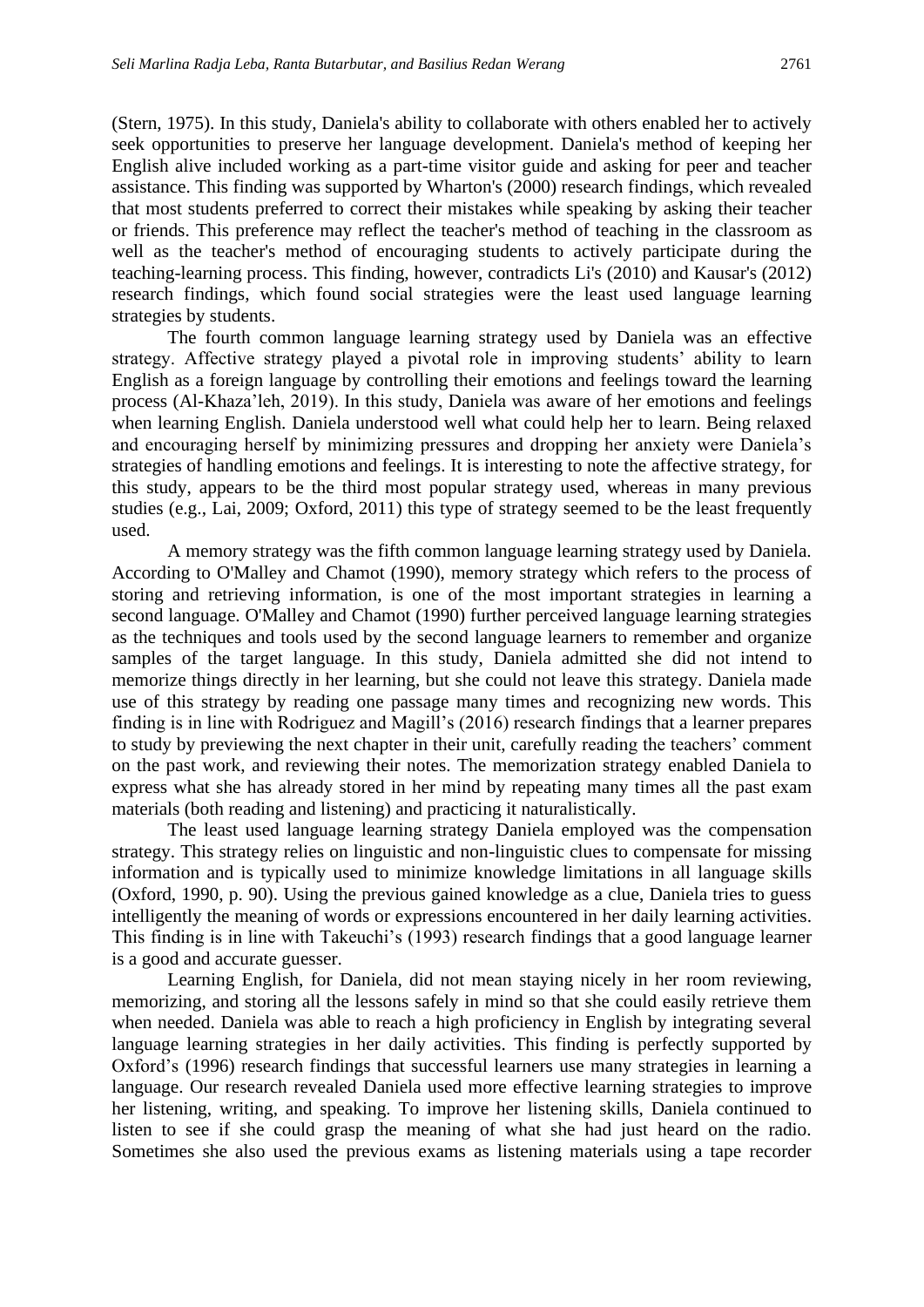(Stern, 1975). In this study, Daniela's ability to collaborate with others enabled her to actively seek opportunities to preserve her language development. Daniela's method of keeping her English alive included working as a part-time visitor guide and asking for peer and teacher assistance. This finding was supported by Wharton's (2000) research findings, which revealed that most students preferred to correct their mistakes while speaking by asking their teacher or friends. This preference may reflect the teacher's method of teaching in the classroom as well as the teacher's method of encouraging students to actively participate during the teaching-learning process. This finding, however, contradicts Li's (2010) and Kausar's (2012) research findings, which found social strategies were the least used language learning strategies by students.

The fourth common language learning strategy used by Daniela was an effective strategy. Affective strategy played a pivotal role in improving students' ability to learn English as a foreign language by controlling their emotions and feelings toward the learning process (Al-Khaza'leh, 2019). In this study, Daniela was aware of her emotions and feelings when learning English. Daniela understood well what could help her to learn. Being relaxed and encouraging herself by minimizing pressures and dropping her anxiety were Daniela's strategies of handling emotions and feelings. It is interesting to note the affective strategy, for this study, appears to be the third most popular strategy used, whereas in many previous studies (e.g., Lai, 2009; Oxford, 2011) this type of strategy seemed to be the least frequently used.

A memory strategy was the fifth common language learning strategy used by Daniela. According to O'Malley and Chamot (1990), memory strategy which refers to the process of storing and retrieving information, is one of the most important strategies in learning a second language. O'Malley and Chamot (1990) further perceived language learning strategies as the techniques and tools used by the second language learners to remember and organize samples of the target language. In this study, Daniela admitted she did not intend to memorize things directly in her learning, but she could not leave this strategy. Daniela made use of this strategy by reading one passage many times and recognizing new words. This finding is in line with Rodriguez and Magill's (2016) research findings that a learner prepares to study by previewing the next chapter in their unit, carefully reading the teachers' comment on the past work, and reviewing their notes. The memorization strategy enabled Daniela to express what she has already stored in her mind by repeating many times all the past exam materials (both reading and listening) and practicing it naturalistically.

The least used language learning strategy Daniela employed was the compensation strategy. This strategy relies on linguistic and non-linguistic clues to compensate for missing information and is typically used to minimize knowledge limitations in all language skills (Oxford, 1990, p. 90). Using the previous gained knowledge as a clue, Daniela tries to guess intelligently the meaning of words or expressions encountered in her daily learning activities. This finding is in line with Takeuchi's (1993) research findings that a good language learner is a good and accurate guesser.

Learning English, for Daniela, did not mean staying nicely in her room reviewing, memorizing, and storing all the lessons safely in mind so that she could easily retrieve them when needed. Daniela was able to reach a high proficiency in English by integrating several language learning strategies in her daily activities. This finding is perfectly supported by Oxford's (1996) research findings that successful learners use many strategies in learning a language. Our research revealed Daniela used more effective learning strategies to improve her listening, writing, and speaking. To improve her listening skills, Daniela continued to listen to see if she could grasp the meaning of what she had just heard on the radio. Sometimes she also used the previous exams as listening materials using a tape recorder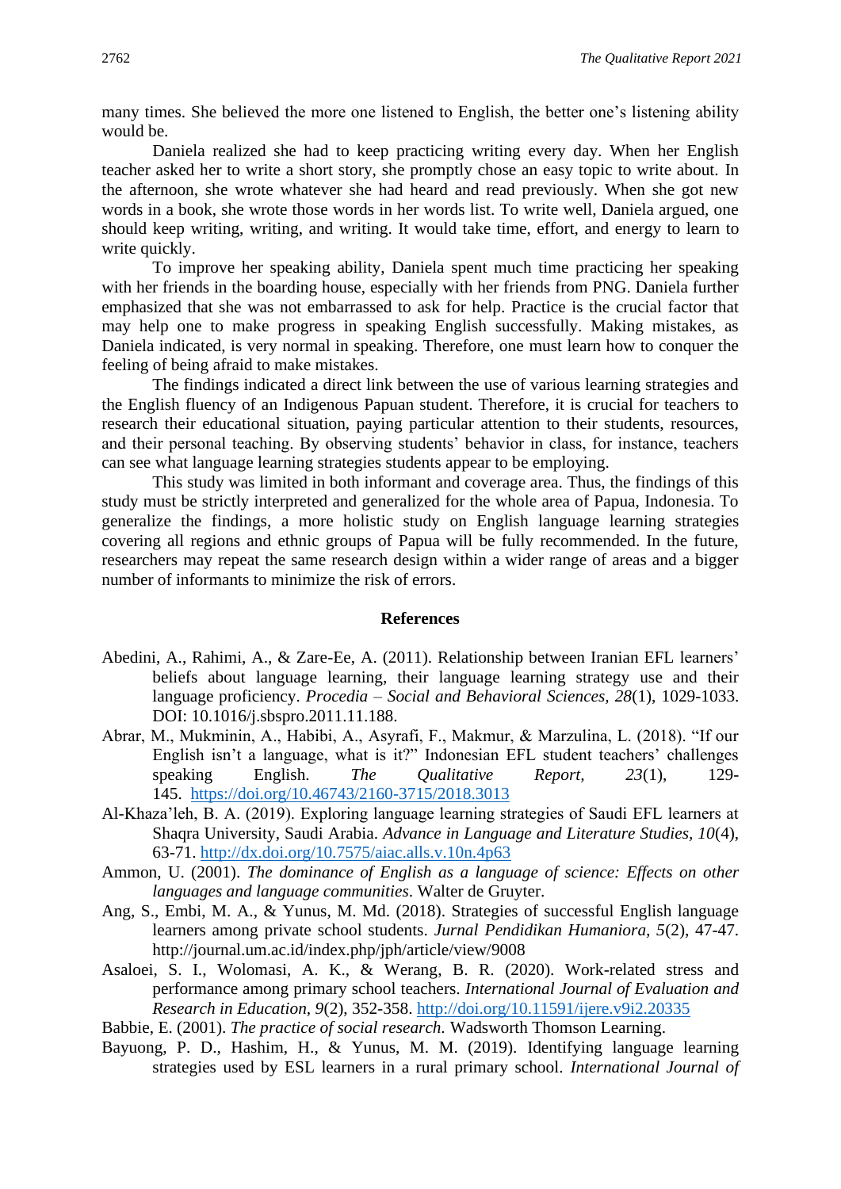many times. She believed the more one listened to English, the better one's listening ability would be.

Daniela realized she had to keep practicing writing every day. When her English teacher asked her to write a short story, she promptly chose an easy topic to write about. In the afternoon, she wrote whatever she had heard and read previously. When she got new words in a book, she wrote those words in her words list. To write well, Daniela argued, one should keep writing, writing, and writing. It would take time, effort, and energy to learn to write quickly.

To improve her speaking ability, Daniela spent much time practicing her speaking with her friends in the boarding house, especially with her friends from PNG. Daniela further emphasized that she was not embarrassed to ask for help. Practice is the crucial factor that may help one to make progress in speaking English successfully. Making mistakes, as Daniela indicated, is very normal in speaking. Therefore, one must learn how to conquer the feeling of being afraid to make mistakes.

The findings indicated a direct link between the use of various learning strategies and the English fluency of an Indigenous Papuan student. Therefore, it is crucial for teachers to research their educational situation, paying particular attention to their students, resources, and their personal teaching. By observing students' behavior in class, for instance, teachers can see what language learning strategies students appear to be employing.

This study was limited in both informant and coverage area. Thus, the findings of this study must be strictly interpreted and generalized for the whole area of Papua, Indonesia. To generalize the findings, a more holistic study on English language learning strategies covering all regions and ethnic groups of Papua will be fully recommended. In the future, researchers may repeat the same research design within a wider range of areas and a bigger number of informants to minimize the risk of errors.

## References

Abedini, A., Rahimi, A., & Zare-Ee, A. (2011). Relationship between Iranian EFL learners' beliefs about language learning, their language learning strategy use and their language proficiency. *Procedia – Social and Behavioral Sciences, 28*(1), 1029-1033. DOI: 10.1016/j.sbspro.2011.11.188.

Abrar, M., Mukminin, A., Habibi, A., Asyrafi, F., Makmur, & Marzulina, L. (2018). "If our English isn't a language, what is it?" Indonesian EFL student teachers' challenges speaking English. *The Qualitative Report, 23*(1), 129-145. https://doi.org/10.46743/2160-3715/2018.3013

Al-Khaza'leh, B. A. (2019). Exploring language learning strategies of Saudi EFL learners at Shaqra University, Saudi Arabia. *Advance in Language and Literature Studies, 10*(4), 63-71. http://dx.doi.org/10.7575/aiac.alls.v.10n.4p63

Ammon, U. (2001). *The dominance of English as a language of science: Effects on other languages and language communities*. Walter de Gruyter.

Ang, S., Embi, M. A., & Yunus, M. Md. (2018). Strategies of successful English language learners among private school students. *Jurnal Pendidikan Humaniora, 5*(2), 47-47. http://journal.um.ac.id/index.php/jph/article/view/9008

Asaloei, S. I., Wolomasi, A. K., & Werang, B. R. (2020). Work-related stress and performance among primary school teachers. *International Journal of Evaluation and Research in Education, 9*(2), 352-358. http://doi.org/10.11591/ijere.v9i2.20335

Babbie, E. (2001). *The practice of social research.* Wadsworth Thomson Learning.

Bayuong, P. D., Hashim, H., & Yunus, M. M. (2019). Identifying language learning strategies used by ESL learners in a rural primary school. *International Journal of*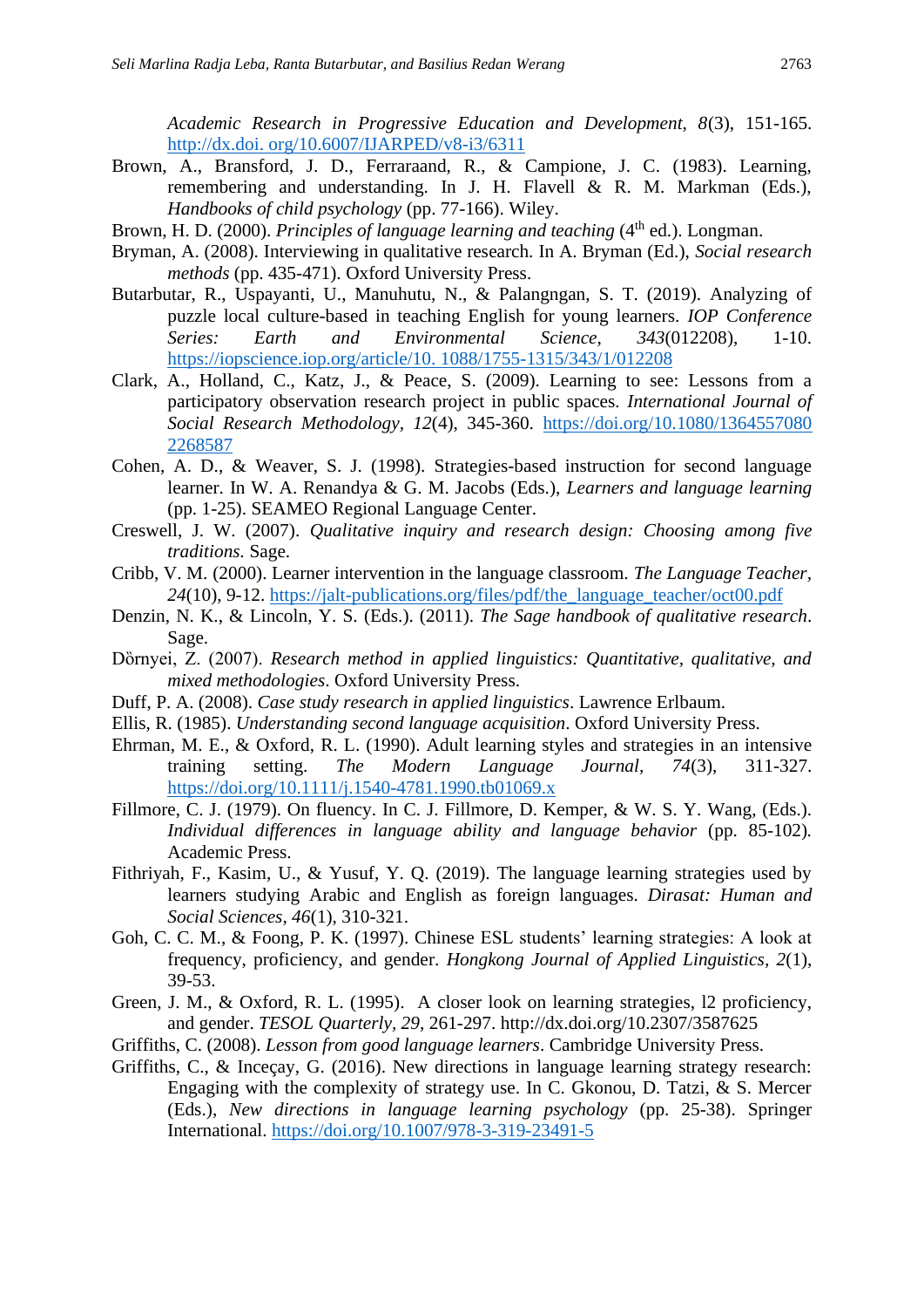*Academic Research in Progressive Education and Development, 8*(3), 151-165. http://dx.doi. org/10.6007/IJARPED/v8-i3/6311

Brown, A., Bransford, J. D., Ferraraand, R., & Campione, J. C. (1983). Learning, remembering and understanding. In J. H. Flavell & R. M. Markman (Eds.), *Handbooks of child psychology* (pp. 77-166). Wiley.

Brown, H. D. (2000). *Principles of language learning and teaching* (4th ed.). Longman.

Bryman, A. (2008). Interviewing in qualitative research. In A. Bryman (Ed.), *Social research methods* (pp. 435-471). Oxford University Press.

Butarbutar, R., Uspayanti, U., Manuhutu, N., & Palangngan, S. T. (2019). Analyzing of puzzle local culture-based in teaching English for young learners. *IOP Conference Series: Earth and Environmental Science, 343*(012208), 1-10. https://iopscience.iop.org/article/10. 1088/1755-1315/343/1/012208

Clark, A., Holland, C., Katz, J., & Peace, S. (2009). Learning to see: Lessons from a participatory observation research project in public spaces. *International Journal of Social Research Methodology, 12*(4), 345-360. https://doi.org/10.1080/13645570802268587

Cohen, A. D., & Weaver, S. J. (1998). Strategies-based instruction for second language learner. In W. A. Renandya & G. M. Jacobs (Eds.), *Learners and language learning* (pp. 1-25). SEAMEO Regional Language Center.

Creswell, J. W. (2007). *Qualitative inquiry and research design: Choosing among five traditions.* Sage.

Cribb, V. M. (2000). Learner intervention in the language classroom. *The Language Teacher, 24*(10), 9-12. https://jalt-publications.org/files/pdf/the_language_teacher/oct00.pdf

Denzin, N. K., & Lincoln, Y. S. (Eds.). (2011). *The Sage handbook of qualitative research*. Sage.

Dӧrnyei, Z. (2007). *Research method in applied linguistics: Quantitative, qualitative, and mixed methodologies*. Oxford University Press.

Duff, P. A. (2008). *Case study research in applied linguistics*. Lawrence Erlbaum.

Ellis, R. (1985). *Understanding second language acquisition*. Oxford University Press.

Ehrman, M. E., & Oxford, R. L. (1990). Adult learning styles and strategies in an intensive training setting. *The Modern Language Journal, 74*(3), 311-327. https://doi.org/10.1111/j.1540-4781.1990.tb01069.x

Fillmore, C. J. (1979). On fluency. In C. J. Fillmore, D. Kemper, & W. S. Y. Wang, (Eds.). *Individual differences in language ability and language behavior* (pp. 85-102). Academic Press.

Fithriyah, F., Kasim, U., & Yusuf, Y. Q. (2019). The language learning strategies used by learners studying Arabic and English as foreign languages. *Dirasat: Human and Social Sciences, 46*(1), 310-321.

Goh, C. C. M., & Foong, P. K. (1997). Chinese ESL students' learning strategies: A look at frequency, proficiency, and gender. *Hongkong Journal of Applied Linguistics, 2*(1), 39-53.

Green, J. M., & Oxford, R. L. (1995). A closer look on learning strategies, l2 proficiency, and gender. *TESOL Quarterly, 29*, 261-297. http://dx.doi.org/10.2307/3587625

Griffiths, C. (2008). *Lesson from good language learners*. Cambridge University Press.

Griffiths, C., & Inceçay, G. (2016). New directions in language learning strategy research: Engaging with the complexity of strategy use. In C. Gkonou, D. Tatzi, & S. Mercer (Eds.), *New directions in language learning psychology* (pp. 25-38). Springer International. https://doi.org/10.1007/978-3-319-23491-5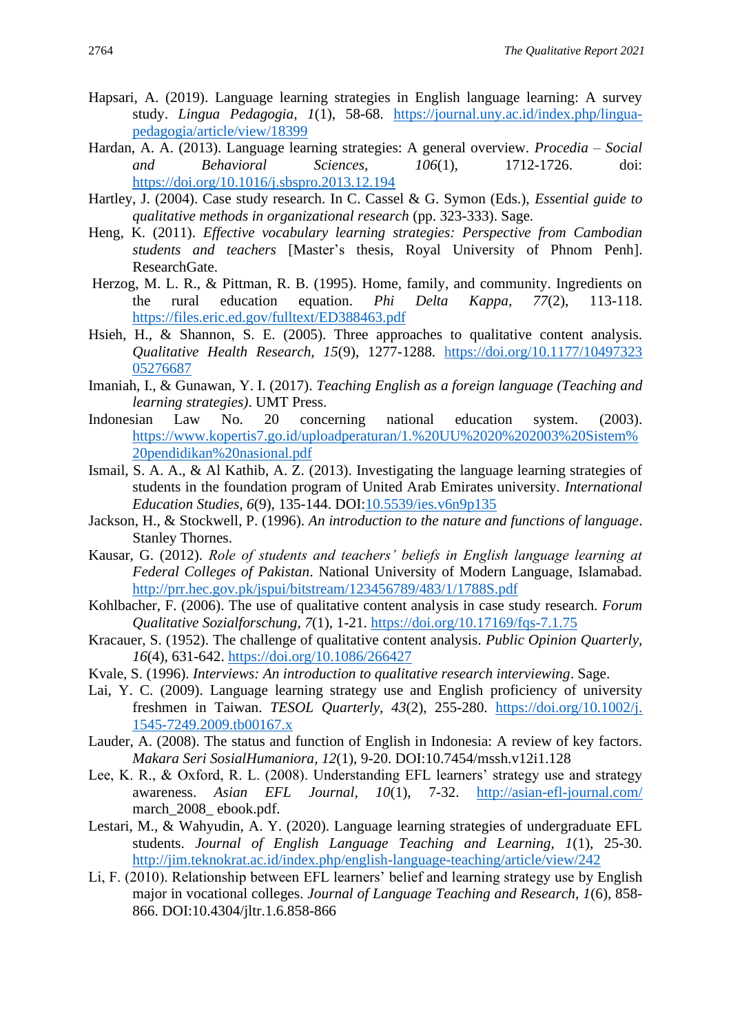Hapsari, A. (2019). Language learning strategies in English language learning: A survey study. *Lingua Pedagogia, 1*(1), 58-68. https://journal.uny.ac.id/index.php/lingua-pedagogia/article/view/18399

Hardan, A. A. (2013). Language learning strategies: A general overview. *Procedia – Social and Behavioral Sciences, 106*(1), 1712-1726. doi: https://doi.org/10.1016/j.sbspro.2013.12.194

Hartley, J. (2004). Case study research. In C. Cassel & G. Symon (Eds.), *Essential guide to qualitative methods in organizational research* (pp. 323-333). Sage.

Heng, K. (2011). *Effective vocabulary learning strategies: Perspective from Cambodian students and teachers* [Master's thesis, Royal University of Phnom Penh]. ResearchGate.

Herzog, M. L. R., & Pittman, R. B. (1995). Home, family, and community. Ingredients on the rural education equation. *Phi Delta Kappa, 77*(2), 113-118. https://files.eric.ed.gov/fulltext/ED388463.pdf

Hsieh, H., & Shannon, S. E. (2005). Three approaches to qualitative content analysis. *Qualitative Health Research, 15*(9), 1277-1288. https://doi.org/10.1177/1049732305276687

Imaniah, I., & Gunawan, Y. I. (2017). *Teaching English as a foreign language (Teaching and learning strategies)*. UMT Press.

Indonesian Law No. 20 concerning national education system. (2003). https://www.kopertis7.go.id/uploadperaturan/1.%20UU%2020%202003%20Sistem%20pendidikan%20nasional.pdf

Ismail, S. A. A., & Al Kathib, A. Z. (2013). Investigating the language learning strategies of students in the foundation program of United Arab Emirates university. *International Education Studies, 6*(9), 135-144. DOI:10.5539/ies.v6n9p135

Jackson, H., & Stockwell, P. (1996). *An introduction to the nature and functions of language*. Stanley Thornes.

Kausar, G. (2012). *Role of students and teachers' beliefs in English language learning at Federal Colleges of Pakistan*. National University of Modern Language, Islamabad. http://prr.hec.gov.pk/jspui/bitstream/123456789/483/1/1788S.pdf

Kohlbacher, F. (2006). The use of qualitative content analysis in case study research. *Forum Qualitative Sozialforschung, 7*(1), 1-21. https://doi.org/10.17169/fqs-7.1.75

Kracauer, S. (1952). The challenge of qualitative content analysis. *Public Opinion Quarterly, 16*(4), 631-642. https://doi.org/10.1086/266427

Kvale, S. (1996). *Interviews: An introduction to qualitative research interviewing*. Sage.

Lai, Y. C. (2009). Language learning strategy use and English proficiency of university freshmen in Taiwan. *TESOL Quarterly, 43*(2), 255-280. https://doi.org/10.1002/j.1545-7249.2009.tb00167.x

Lauder, A. (2008). The status and function of English in Indonesia: A review of key factors. *Makara Seri SosialHumaniora, 12*(1), 9-20. DOI:10.7454/mssh.v12i1.128

Lee, K. R., & Oxford, R. L. (2008). Understanding EFL learners' strategy use and strategy awareness. *Asian EFL Journal, 10*(1), 7-32. http://asian-efl-journal.com/march_2008_ ebook.pdf.

Lestari, M., & Wahyudin, A. Y. (2020). Language learning strategies of undergraduate EFL students. *Journal of English Language Teaching and Learning, 1*(1), 25-30. http://jim.teknokrat.ac.id/index.php/english-language-teaching/article/view/242

Li, F. (2010). Relationship between EFL learners' belief and learning strategy use by English major in vocational colleges. *Journal of Language Teaching and Research, 1*(6), 858-866. DOI:10.4304/jltr.1.6.858-866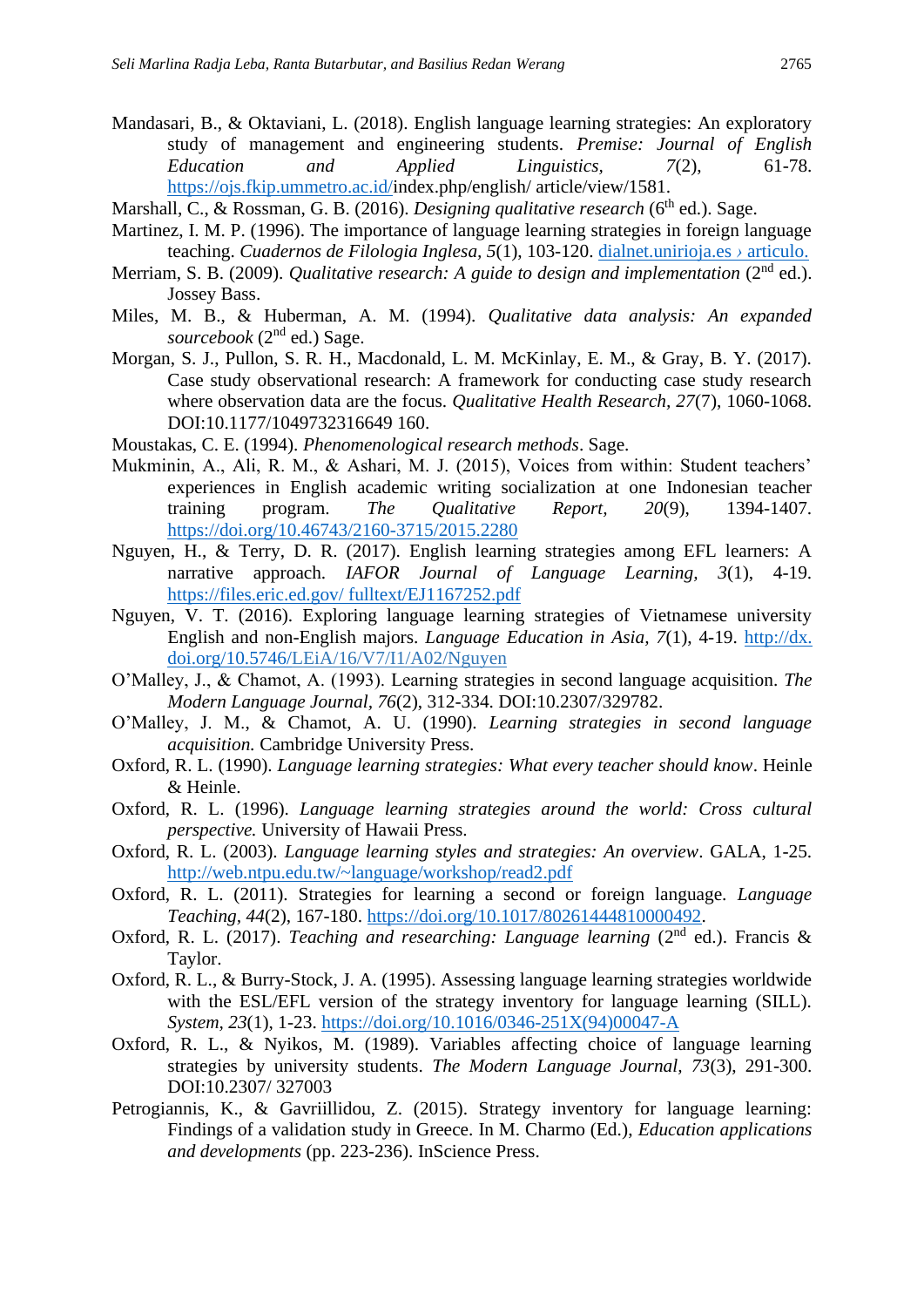Mandasari, B., & Oktaviani, L. (2018). English language learning strategies: An exploratory study of management and engineering students. *Premise: Journal of English Education and Applied Linguistics, 7*(2), 61-78. https://ojs.fkip.ummetro.ac.id/index.php/english/ article/view/1581.

Marshall, C., & Rossman, G. B. (2016). *Designing qualitative research* (6th ed.). Sage.

Martinez, I. M. P. (1996). The importance of language learning strategies in foreign language teaching. *Cuadernos de Filologia Inglesa, 5*(1), 103-120. dialnet.unirioja.es › articulo.

Merriam, S. B. (2009). *Qualitative research: A guide to design and implementation* (2nd ed.). Jossey Bass.

Miles, M. B., & Huberman, A. M. (1994). *Qualitative data analysis: An expanded sourcebook* (2nd ed.) Sage.

Morgan, S. J., Pullon, S. R. H., Macdonald, L. M. McKinlay, E. M., & Gray, B. Y. (2017). Case study observational research: A framework for conducting case study research where observation data are the focus. *Qualitative Health Research, 27*(7), 1060-1068. DOI:10.1177/1049732316649 160.

Moustakas, C. E. (1994). *Phenomenological research methods*. Sage.

Mukminin, A., Ali, R. M., & Ashari, M. J. (2015), Voices from within: Student teachers' experiences in English academic writing socialization at one Indonesian teacher training program. *The Qualitative Report, 20*(9), 1394-1407. https://doi.org/10.46743/2160-3715/2015.2280

Nguyen, H., & Terry, D. R. (2017). English learning strategies among EFL learners: A narrative approach. *IAFOR Journal of Language Learning, 3*(1), 4-19. https://files.eric.ed.gov/ fulltext/EJ1167252.pdf

Nguyen, V. T. (2016). Exploring language learning strategies of Vietnamese university English and non-English majors. *Language Education in Asia, 7*(1), 4-19. http://dx. doi.org/10.5746/LEiA/16/V7/I1/A02/Nguyen

O'Malley, J., & Chamot, A. (1993). Learning strategies in second language acquisition. *The Modern Language Journal, 76*(2), 312-334. DOI:10.2307/329782.

O'Malley, J. M., & Chamot, A. U. (1990). *Learning strategies in second language acquisition.* Cambridge University Press.

Oxford, R. L. (1990). *Language learning strategies: What every teacher should know*. Heinle & Heinle.

Oxford, R. L. (1996). *Language learning strategies around the world: Cross cultural perspective.* University of Hawaii Press.

Oxford, R. L. (2003). *Language learning styles and strategies: An overview*. GALA, 1-25. http://web.ntpu.edu.tw/~language/workshop/read2.pdf

Oxford, R. L. (2011). Strategies for learning a second or foreign language. *Language Teaching, 44*(2), 167-180. https://doi.org/10.1017/80261444810000492.

Oxford, R. L. (2017). *Teaching and researching: Language learning* (2nd ed.). Francis & Taylor.

Oxford, R. L., & Burry-Stock, J. A. (1995). Assessing language learning strategies worldwide with the ESL/EFL version of the strategy inventory for language learning (SILL). *System, 23*(1), 1-23. https://doi.org/10.1016/0346-251X(94)00047-A

Oxford, R. L., & Nyikos, M. (1989). Variables affecting choice of language learning strategies by university students. *The Modern Language Journal, 73*(3), 291-300. DOI:10.2307/ 327003

Petrogiannis, K., & Gavriillidou, Z. (2015). Strategy inventory for language learning: Findings of a validation study in Greece. In M. Charmo (Ed.), *Education applications and developments* (pp. 223-236). InScience Press.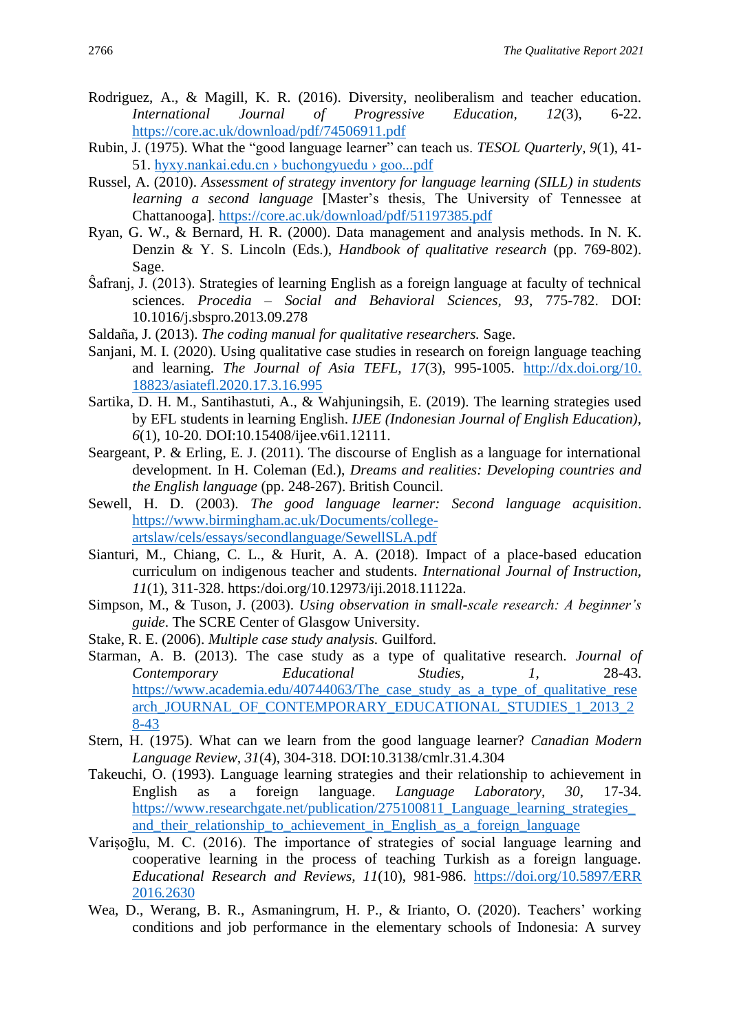Rodriguez, A., & Magill, K. R. (2016). Diversity, neoliberalism and teacher education. *International Journal of Progressive Education, 12*(3), 6-22. https://core.ac.uk/download/pdf/74506911.pdf

Rubin, J. (1975). What the "good language learner" can teach us. *TESOL Quarterly, 9*(1), 41-51. hyxy.nankai.edu.cn › buchongyuedu › goo...pdf

Russel, A. (2010). *Assessment of strategy inventory for language learning (SILL) in students learning a second language* [Master's thesis, The University of Tennessee at Chattanooga]. https://core.ac.uk/download/pdf/51197385.pdf

Ryan, G. W., & Bernard, H. R. (2000). Data management and analysis methods. In N. K. Denzin & Y. S. Lincoln (Eds.), *Handbook of qualitative research* (pp. 769-802). Sage.

Ŝafranj, J. (2013). Strategies of learning English as a foreign language at faculty of technical sciences. *Procedia – Social and Behavioral Sciences, 93*, 775-782. DOI: 10.1016/j.sbspro.2013.09.278

Saldaña, J. (2013). *The coding manual for qualitative researchers.* Sage.

Sanjani, M. I. (2020). Using qualitative case studies in research on foreign language teaching and learning. *The Journal of Asia TEFL, 17*(3), 995-1005. http://dx.doi.org/10.18823/asiatefl.2020.17.3.16.995

Sartika, D. H. M., Santihastuti, A., & Wahjuningsih, E. (2019). The learning strategies used by EFL students in learning English. *IJEE (Indonesian Journal of English Education), 6*(1), 10-20. DOI:10.15408/ijee.v6i1.12111.

Seargeant, P. & Erling, E. J. (2011). The discourse of English as a language for international development. In H. Coleman (Ed.), *Dreams and realities: Developing countries and the English language* (pp. 248-267). British Council.

Sewell, H. D. (2003). *The good language learner: Second language acquisition*. https://www.birmingham.ac.uk/Documents/college-artslaw/cels/essays/secondlanguage/SewellSLA.pdf

Sianturi, M., Chiang, C. L., & Hurit, A. A. (2018). Impact of a place-based education curriculum on indigenous teacher and students. *International Journal of Instruction, 11*(1), 311-328. https:/doi.org/10.12973/iji.2018.11122a.

Simpson, M., & Tuson, J. (2003). *Using observation in small-scale research: A beginner's guide*. The SCRE Center of Glasgow University.

Stake, R. E. (2006). *Multiple case study analysis.* Guilford.

Starman, A. B. (2013). The case study as a type of qualitative research. *Journal of Contemporary Educational Studies, 1*, 28-43. https://www.academia.edu/40744063/The_case_study_as_a_type_of_qualitative_research_JOURNAL_OF_CONTEMPORARY_EDUCATIONAL_STUDIES_1_2013_28-43

Stern, H. (1975). What can we learn from the good language learner? *Canadian Modern Language Review, 31*(4), 304-318. DOI:10.3138/cmlr.31.4.304

Takeuchi, O. (1993). Language learning strategies and their relationship to achievement in English as a foreign language. *Language Laboratory, 30*, 17-34. https://www.researchgate.net/publication/275100811_Language_learning_strategies_and_their_relationship_to_achievement_in_English_as_a_foreign_language

Varişoğlu, M. C. (2016). The importance of strategies of social language learning and cooperative learning in the process of teaching Turkish as a foreign language. *Educational Research and Reviews, 11*(10), 981-986. https://doi.org/10.5897/ERR2016.2630

Wea, D., Werang, B. R., Asmaningrum, H. P., & Irianto, O. (2020). Teachers' working conditions and job performance in the elementary schools of Indonesia: A survey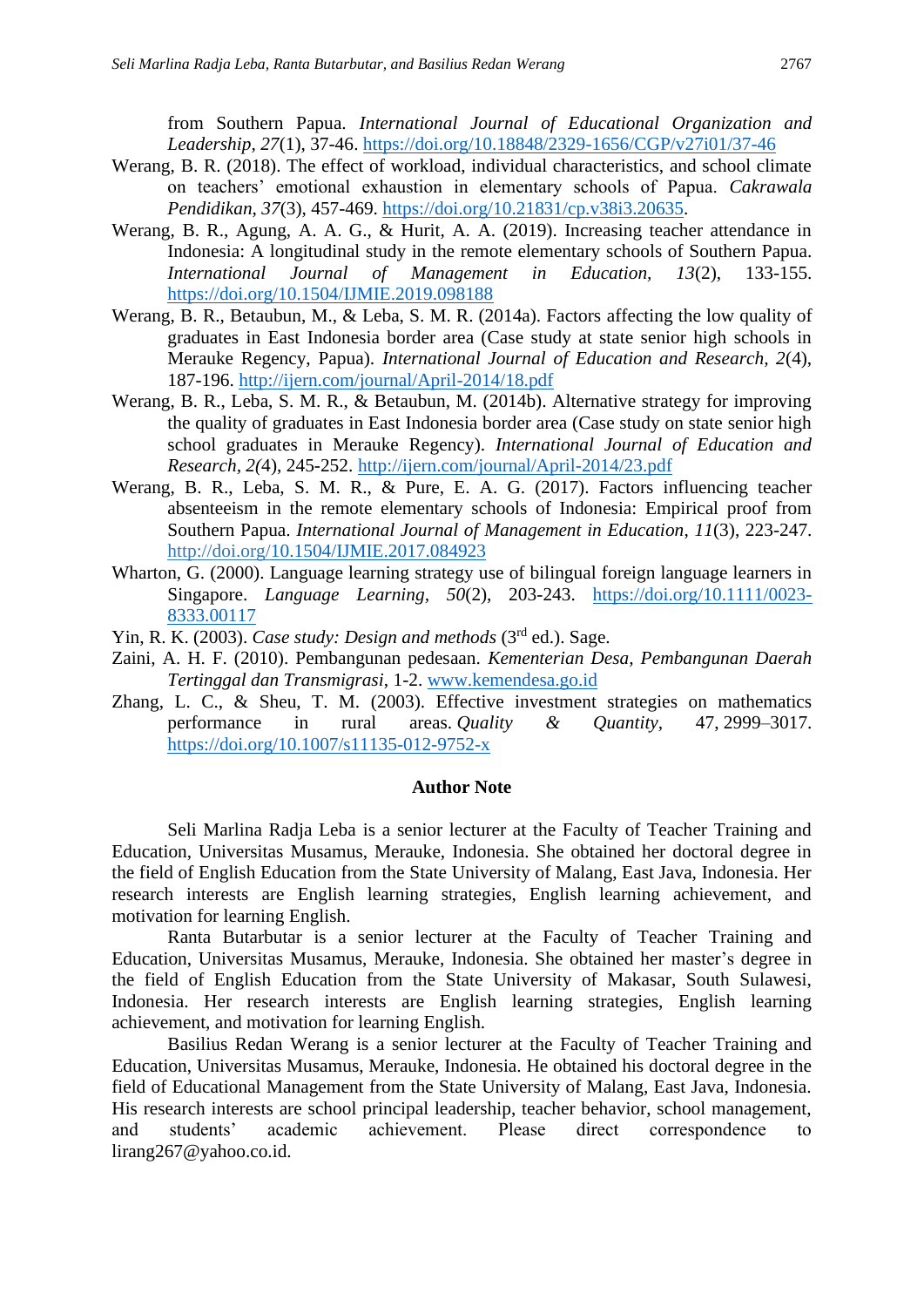from Southern Papua. *International Journal of Educational Organization and Leadership, 27*(1), 37-46. https://doi.org/10.18848/2329-1656/CGP/v27i01/37-46

Werang, B. R. (2018). The effect of workload, individual characteristics, and school climate on teachers' emotional exhaustion in elementary schools of Papua. *Cakrawala Pendidikan*, *37*(3), 457-469. https://doi.org/10.21831/cp.v38i3.20635.

Werang, B. R., Agung, A. A. G., & Hurit, A. A. (2019). Increasing teacher attendance in Indonesia: A longitudinal study in the remote elementary schools of Southern Papua. *International Journal of Management in Education*, *13*(2), 133-155. https://doi.org/10.1504/IJMIE.2019.098188

Werang, B. R., Betaubun, M., & Leba, S. M. R. (2014a). Factors affecting the low quality of graduates in East Indonesia border area (Case study at state senior high schools in Merauke Regency, Papua). *International Journal of Education and Research*, *2*(4), 187-196. http://ijern.com/journal/April-2014/18.pdf

Werang, B. R., Leba, S. M. R., & Betaubun, M. (2014b). Alternative strategy for improving the quality of graduates in East Indonesia border area (Case study on state senior high school graduates in Merauke Regency). *International Journal of Education and Research, 2(*4), 245-252. http://ijern.com/journal/April-2014/23.pdf

Werang, B. R., Leba, S. M. R., & Pure, E. A. G. (2017). Factors influencing teacher absenteeism in the remote elementary schools of Indonesia: Empirical proof from Southern Papua. *International Journal of Management in Education*, *11*(3), 223-247. http://doi.org/10.1504/IJMIE.2017.084923

Wharton, G. (2000). Language learning strategy use of bilingual foreign language learners in Singapore. *Language Learning, 50*(2), 203-243. https://doi.org/10.1111/0023-8333.00117

Yin, R. K. (2003). *Case study: Design and methods* (3rd ed.). Sage.

Zaini, A. H. F. (2010). Pembangunan pedesaan. *Kementerian Desa, Pembangunan Daerah Tertinggal dan Transmigrasi*, 1-2. www.kemendesa.go.id

Zhang, L. C., & Sheu, T. M. (2003). Effective investment strategies on mathematics performance in rural areas. *Quality & Quantity,* 47, 2999–3017. https://doi.org/10.1007/s11135-012-9752-x

## Author Note

Seli Marlina Radja Leba is a senior lecturer at the Faculty of Teacher Training and Education, Universitas Musamus, Merauke, Indonesia. She obtained her doctoral degree in the field of English Education from the State University of Malang, East Java, Indonesia. Her research interests are English learning strategies, English learning achievement, and motivation for learning English.

Ranta Butarbutar is a senior lecturer at the Faculty of Teacher Training and Education, Universitas Musamus, Merauke, Indonesia. She obtained her master's degree in the field of English Education from the State University of Makasar, South Sulawesi, Indonesia. Her research interests are English learning strategies, English learning achievement, and motivation for learning English.

Basilius Redan Werang is a senior lecturer at the Faculty of Teacher Training and Education, Universitas Musamus, Merauke, Indonesia. He obtained his doctoral degree in the field of Educational Management from the State University of Malang, East Java, Indonesia. His research interests are school principal leadership, teacher behavior, school management, and students' academic achievement. Please direct correspondence to lirang267@yahoo.co.id.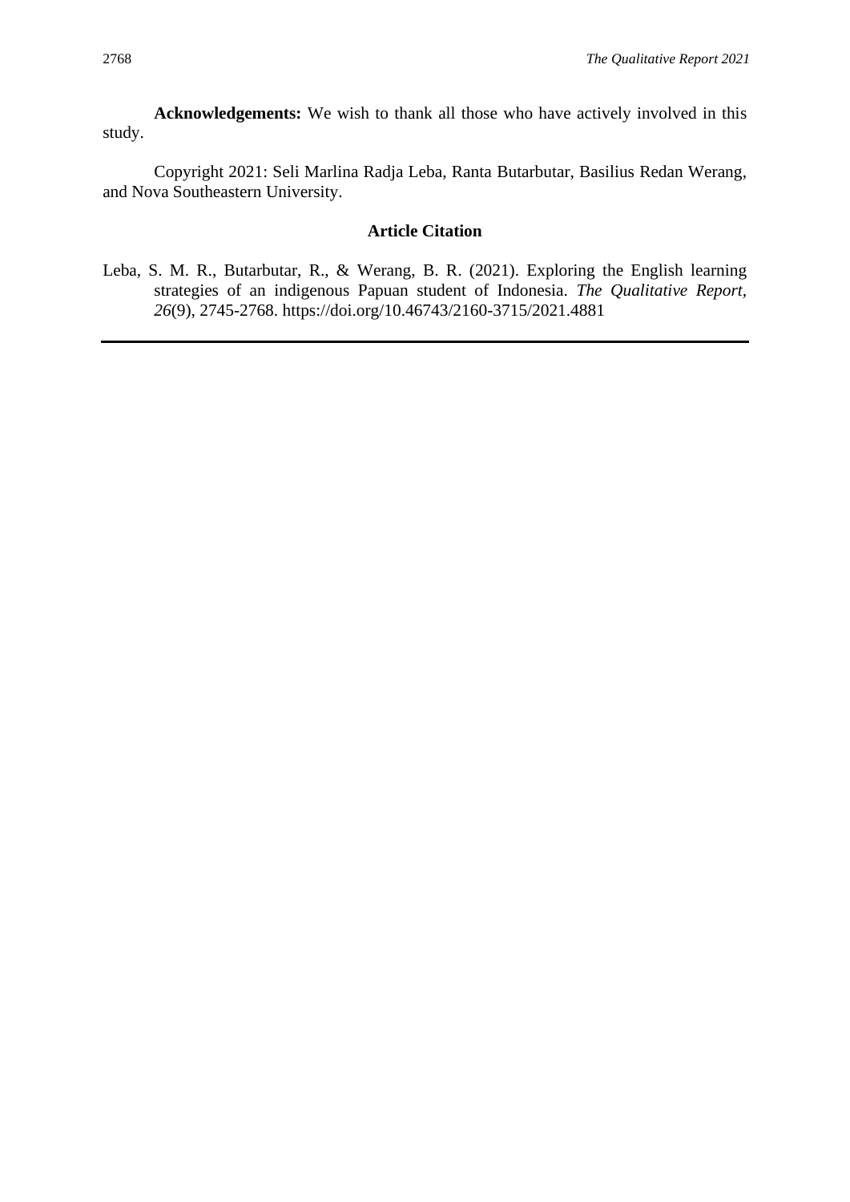**Acknowledgements:** We wish to thank all those who have actively involved in this study.

Copyright 2021: Seli Marlina Radja Leba, Ranta Butarbutar, Basilius Redan Werang, and Nova Southeastern University.

## Article Citation

Leba, S. M. R., Butarbutar, R., & Werang, B. R. (2021). Exploring the English learning strategies of an indigenous Papuan student of Indonesia. *The Qualitative Report, 26*(9), 2745-2768. https://doi.org/10.46743/2160-3715/2021.4881